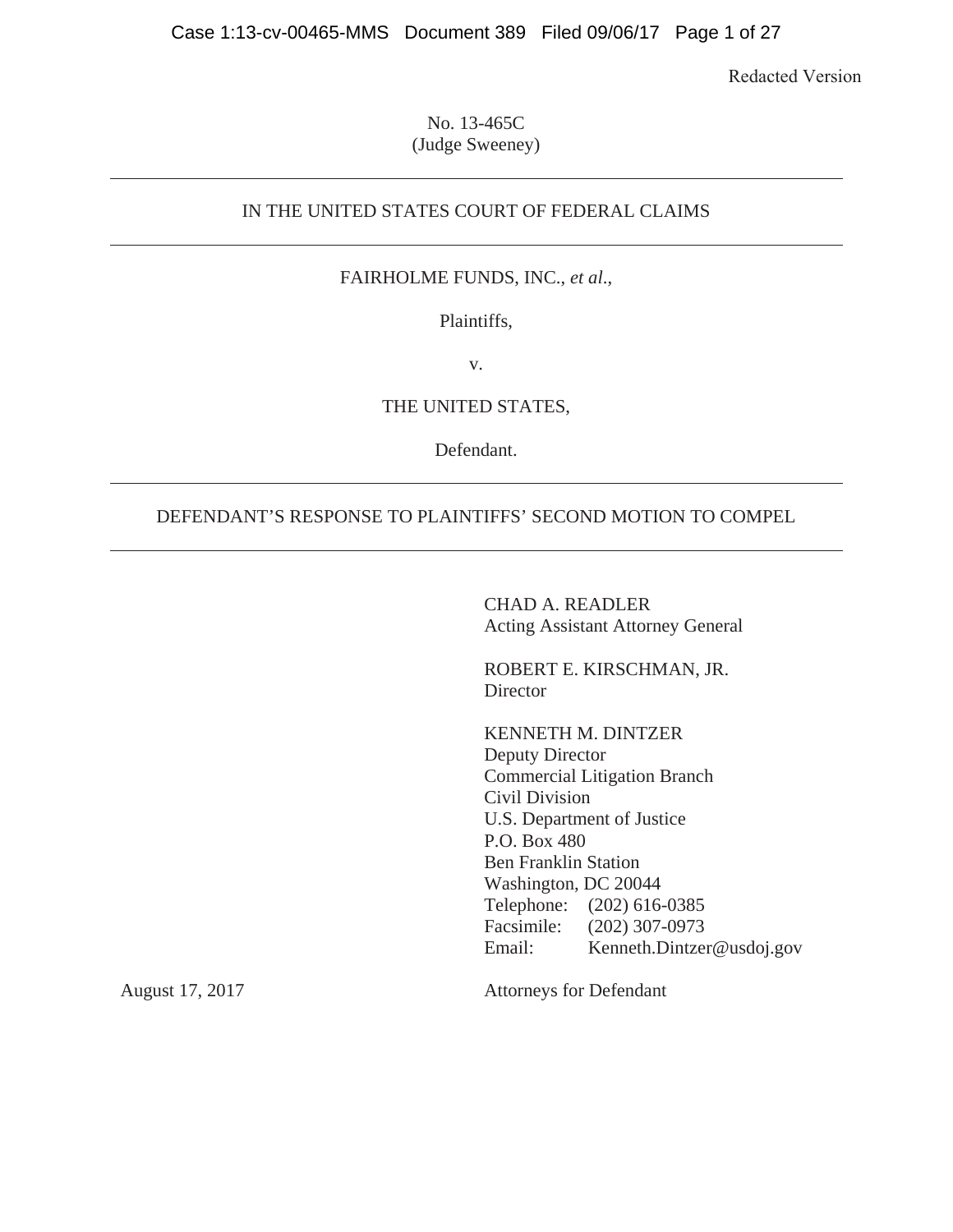Redacted Version

No. 13-465C
(Judge Sweeney)

---

IN THE UNITED STATES COURT OF FEDERAL CLAIMS

---

FAIRHOLME FUNDS, INC., *et al*.,

Plaintiffs,

v.

THE UNITED STATES,

Defendant.

---

DEFENDANT'S RESPONSE TO PLAINTIFFS' SECOND MOTION TO COMPEL

---

CHAD A. READLER
Acting Assistant Attorney General

ROBERT E. KIRSCHMAN, JR.
Director

KENNETH M. DINTZER
Deputy Director
Commercial Litigation Branch
Civil Division
U.S. Department of Justice
P.O. Box 480
Ben Franklin Station
Washington, DC 20044
Telephone: (202) 616-0385
Facsimile: (202) 307-0973
Email: Kenneth.Dintzer@usdoj.gov

August 17, 2017

Attorneys for Defendant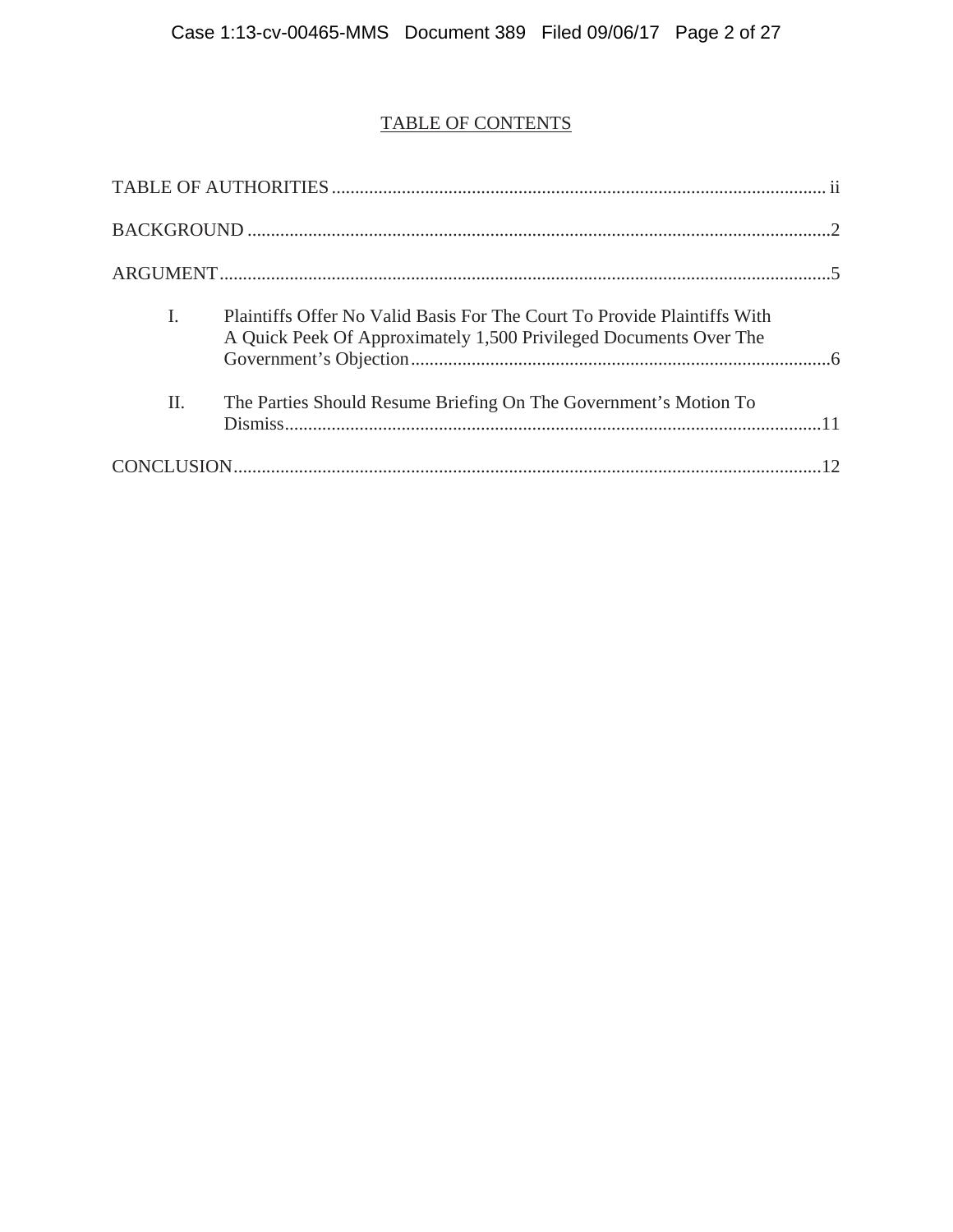## TABLE OF CONTENTS

TABLE OF AUTHORITIES .......... ii

BACKGROUND .......... 2

ARGUMENT .......... 5

I. Plaintiffs Offer No Valid Basis For The Court To Provide Plaintiffs With A Quick Peek Of Approximately 1,500 Privileged Documents Over The Government's Objection .......... 6

II. The Parties Should Resume Briefing On The Government's Motion To Dismiss .......... 11

CONCLUSION .......... 12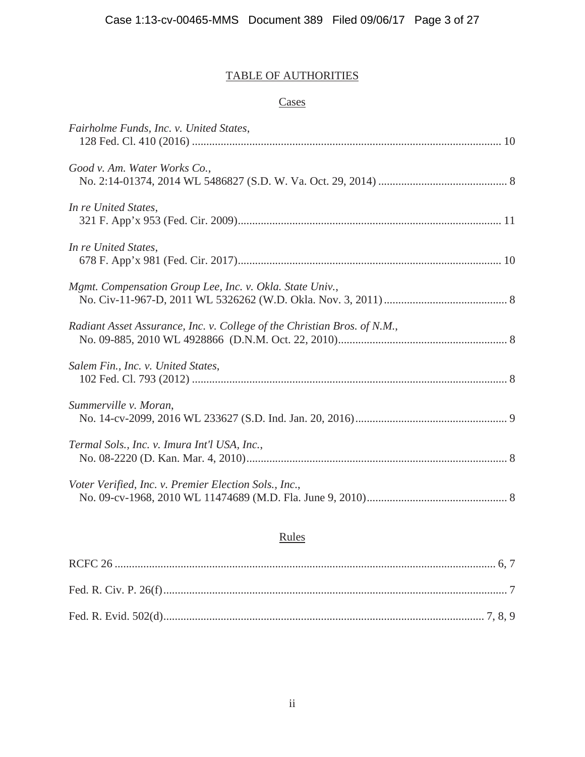## TABLE OF AUTHORITIES

### Cases

*Fairholme Funds, Inc. v. United States*,
128 Fed. Cl. 410 (2016) ........................................................................................................ 10

*Good v. Am. Water Works Co.*,
No. 2:14-01374, 2014 WL 5486827 (S.D. W. Va. Oct. 29, 2014) ............................................ 8

*In re United States*,
321 F. App'x 953 (Fed. Cir. 2009)........................................................................................... 11

*In re United States*,
678 F. App'x 981 (Fed. Cir. 2017)........................................................................................... 10

*Mgmt. Compensation Group Lee, Inc. v. Okla. State Univ.*,
No. Civ-11-967-D, 2011 WL 5326262 (W.D. Okla. Nov. 3, 2011) .......................................... 8

*Radiant Asset Assurance, Inc. v. College of the Christian Bros. of N.M.*,
No. 09-885, 2010 WL 4928866 (D.N.M. Oct. 22, 2010).......................................................... 8

*Salem Fin., Inc. v. United States*,
102 Fed. Cl. 793 (2012) ............................................................................................................. 8

*Summerville v. Moran*,
No. 14-cv-2099, 2016 WL 233627 (S.D. Ind. Jan. 20, 2016).................................................... 9

*Termal Sols., Inc. v. Imura Int'l USA, Inc.*,
No. 08-2220 (D. Kan. Mar. 4, 2010).......................................................................................... 8

*Voter Verified, Inc. v. Premier Election Sols., Inc.*,
No. 09-cv-1968, 2010 WL 11474689 (M.D. Fla. June 9, 2010)................................................ 8

### Rules

RCFC 26 ................................................................................................................................. 6, 7

Fed. R. Civ. P. 26(f).................................................................................................................... 7

Fed. R. Evid. 502(d)........................................................................................................... 7, 8, 9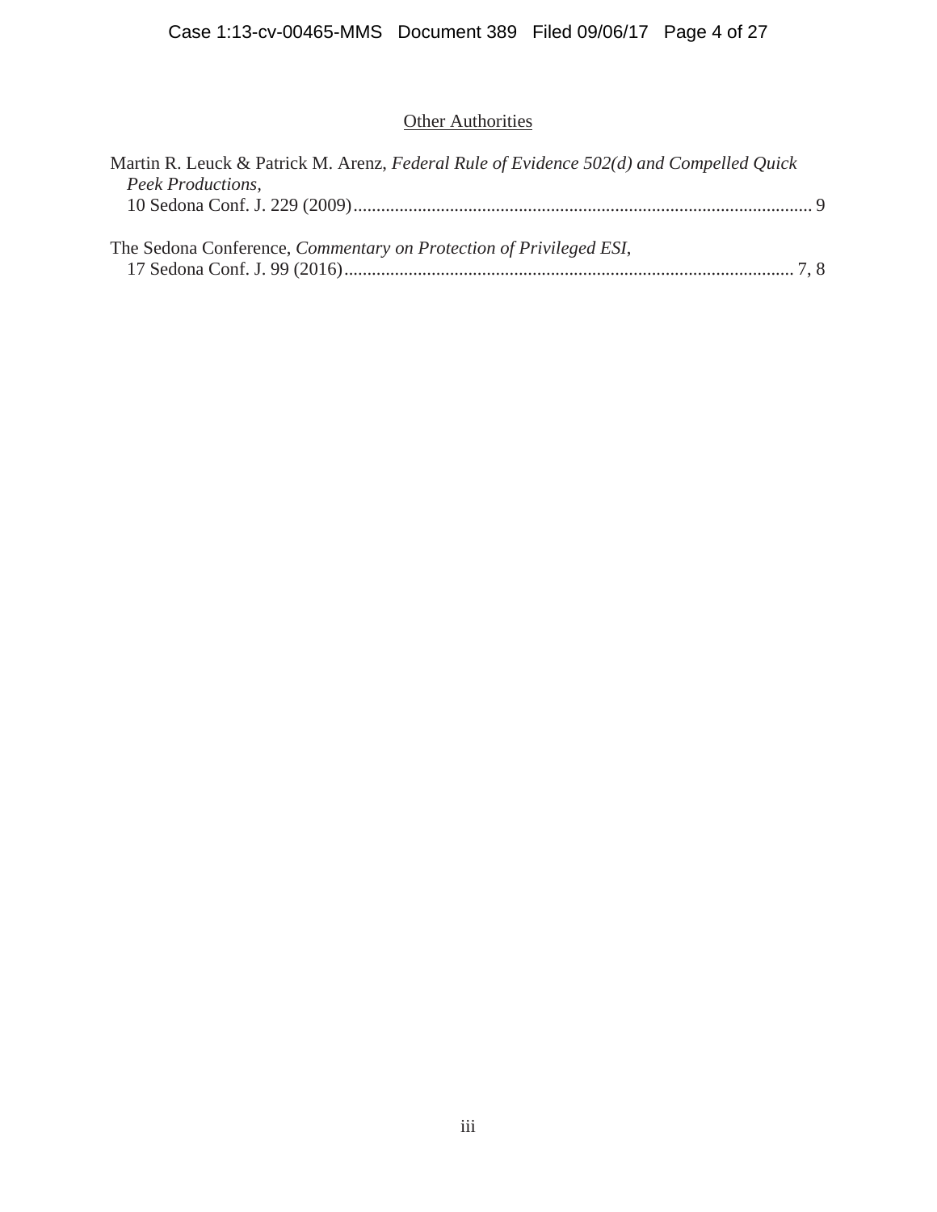## Other Authorities

Martin R. Leuck & Patrick M. Arenz, *Federal Rule of Evidence 502(d) and Compelled Quick Peek Productions*, 10 Sedona Conf. J. 229 (2009) .................................................................................................... 9

The Sedona Conference, *Commentary on Protection of Privileged ESI*, 17 Sedona Conf. J. 99 (2016) ................................................................................................. 7, 8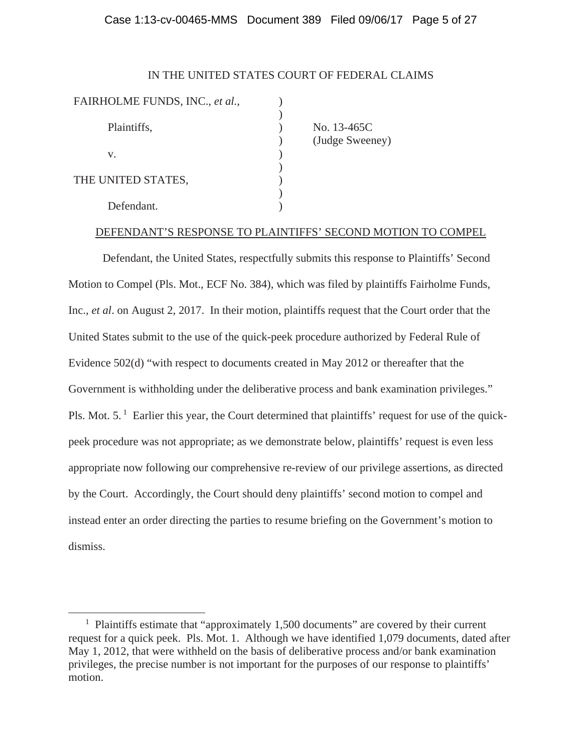IN THE UNITED STATES COURT OF FEDERAL CLAIMS

| | | |
|---|---|---|
| FAIRHOLME FUNDS, INC., *et al.*, | ) | |
| | ) | |
| Plaintiffs, | ) | No. 13-465C |
| | ) | (Judge Sweeney) |
| v. | ) | |
| | ) | |
| THE UNITED STATES, | ) | |
| | ) | |
| Defendant. | ) | |

DEFENDANT'S RESPONSE TO PLAINTIFFS' SECOND MOTION TO COMPEL

Defendant, the United States, respectfully submits this response to Plaintiffs' Second Motion to Compel (Pls. Mot., ECF No. 384), which was filed by plaintiffs Fairholme Funds, Inc., *et al*. on August 2, 2017. In their motion, plaintiffs request that the Court order that the United States submit to the use of the quick-peek procedure authorized by Federal Rule of Evidence 502(d) "with respect to documents created in May 2012 or thereafter that the Government is withholding under the deliberative process and bank examination privileges." Pls. Mot. 5.[1] Earlier this year, the Court determined that plaintiffs' request for use of the quick-peek procedure was not appropriate; as we demonstrate below, plaintiffs' request is even less appropriate now following our comprehensive re-review of our privilege assertions, as directed by the Court. Accordingly, the Court should deny plaintiffs' second motion to compel and instead enter an order directing the parties to resume briefing on the Government's motion to dismiss.

[1] Plaintiffs estimate that "approximately 1,500 documents" are covered by their current request for a quick peek. Pls. Mot. 1. Although we have identified 1,079 documents, dated after May 1, 2012, that were withheld on the basis of deliberative process and/or bank examination privileges, the precise number is not important for the purposes of our response to plaintiffs' motion.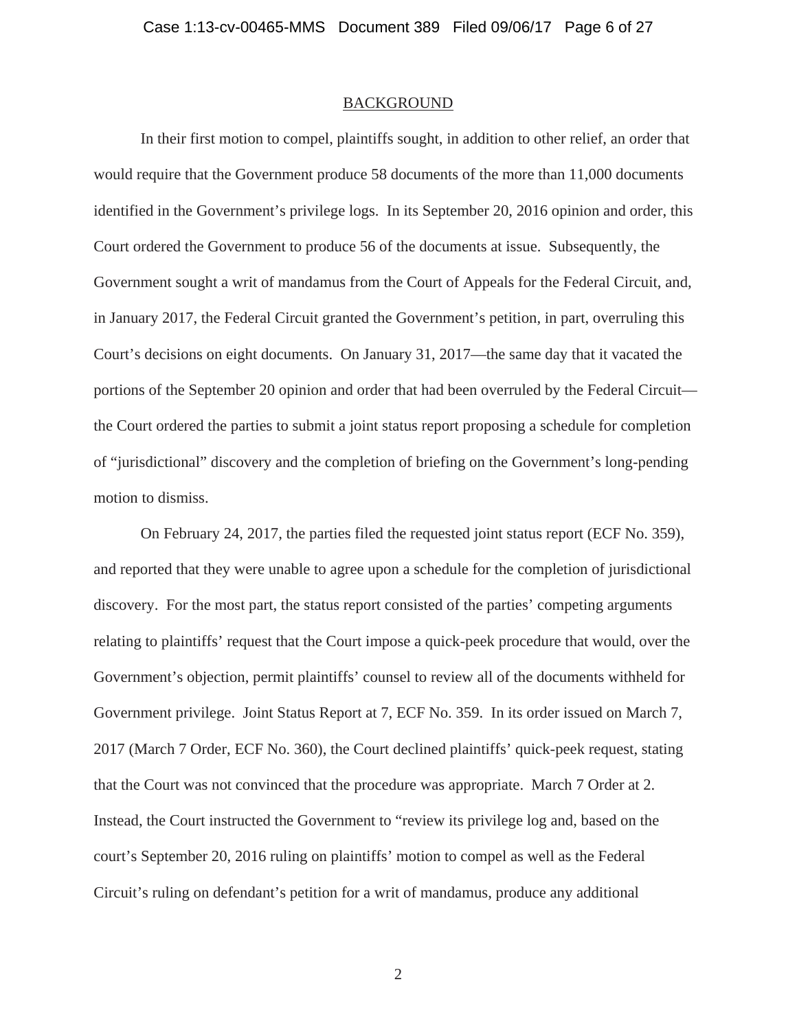## BACKGROUND

In their first motion to compel, plaintiffs sought, in addition to other relief, an order that would require that the Government produce 58 documents of the more than 11,000 documents identified in the Government's privilege logs. In its September 20, 2016 opinion and order, this Court ordered the Government to produce 56 of the documents at issue. Subsequently, the Government sought a writ of mandamus from the Court of Appeals for the Federal Circuit, and, in January 2017, the Federal Circuit granted the Government's petition, in part, overruling this Court's decisions on eight documents. On January 31, 2017—the same day that it vacated the portions of the September 20 opinion and order that had been overruled by the Federal Circuit—the Court ordered the parties to submit a joint status report proposing a schedule for completion of "jurisdictional" discovery and the completion of briefing on the Government's long-pending motion to dismiss.

On February 24, 2017, the parties filed the requested joint status report (ECF No. 359), and reported that they were unable to agree upon a schedule for the completion of jurisdictional discovery. For the most part, the status report consisted of the parties' competing arguments relating to plaintiffs' request that the Court impose a quick-peek procedure that would, over the Government's objection, permit plaintiffs' counsel to review all of the documents withheld for Government privilege. Joint Status Report at 7, ECF No. 359. In its order issued on March 7, 2017 (March 7 Order, ECF No. 360), the Court declined plaintiffs' quick-peek request, stating that the Court was not convinced that the procedure was appropriate. March 7 Order at 2. Instead, the Court instructed the Government to "review its privilege log and, based on the court's September 20, 2016 ruling on plaintiffs' motion to compel as well as the Federal Circuit's ruling on defendant's petition for a writ of mandamus, produce any additional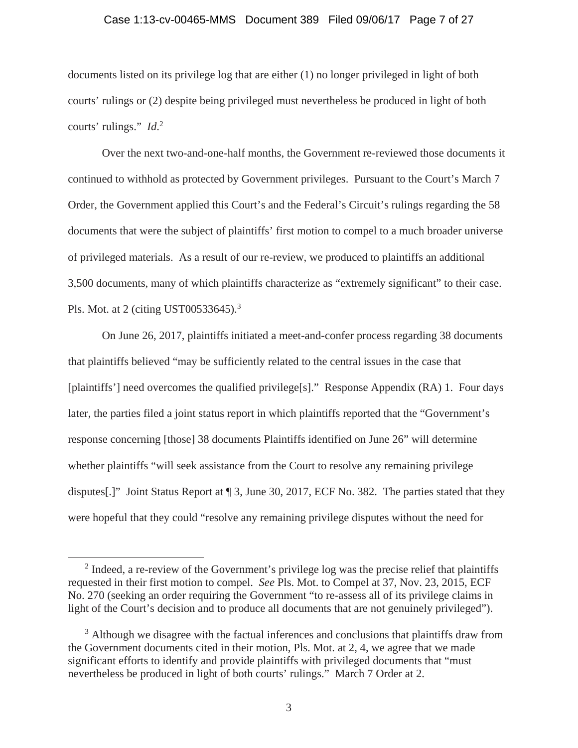documents listed on its privilege log that are either (1) no longer privileged in light of both courts' rulings or (2) despite being privileged must nevertheless be produced in light of both courts' rulings." *Id.*[2]

Over the next two-and-one-half months, the Government re-reviewed those documents it continued to withhold as protected by Government privileges. Pursuant to the Court's March 7 Order, the Government applied this Court's and the Federal's Circuit's rulings regarding the 58 documents that were the subject of plaintiffs' first motion to compel to a much broader universe of privileged materials. As a result of our re-review, we produced to plaintiffs an additional 3,500 documents, many of which plaintiffs characterize as "extremely significant" to their case. Pls. Mot. at 2 (citing UST00533645).[3]

On June 26, 2017, plaintiffs initiated a meet-and-confer process regarding 38 documents that plaintiffs believed "may be sufficiently related to the central issues in the case that [plaintiffs'] need overcomes the qualified privilege[s]." Response Appendix (RA) 1. Four days later, the parties filed a joint status report in which plaintiffs reported that the "Government's response concerning [those] 38 documents Plaintiffs identified on June 26" will determine whether plaintiffs "will seek assistance from the Court to resolve any remaining privilege disputes[.]" Joint Status Report at ¶ 3, June 30, 2017, ECF No. 382. The parties stated that they were hopeful that they could "resolve any remaining privilege disputes without the need for

---

[2] Indeed, a re-review of the Government's privilege log was the precise relief that plaintiffs requested in their first motion to compel. *See* Pls. Mot. to Compel at 37, Nov. 23, 2015, ECF No. 270 (seeking an order requiring the Government "to re-assess all of its privilege claims in light of the Court's decision and to produce all documents that are not genuinely privileged").

[3] Although we disagree with the factual inferences and conclusions that plaintiffs draw from the Government documents cited in their motion, Pls. Mot. at 2, 4, we agree that we made significant efforts to identify and provide plaintiffs with privileged documents that "must nevertheless be produced in light of both courts' rulings." March 7 Order at 2.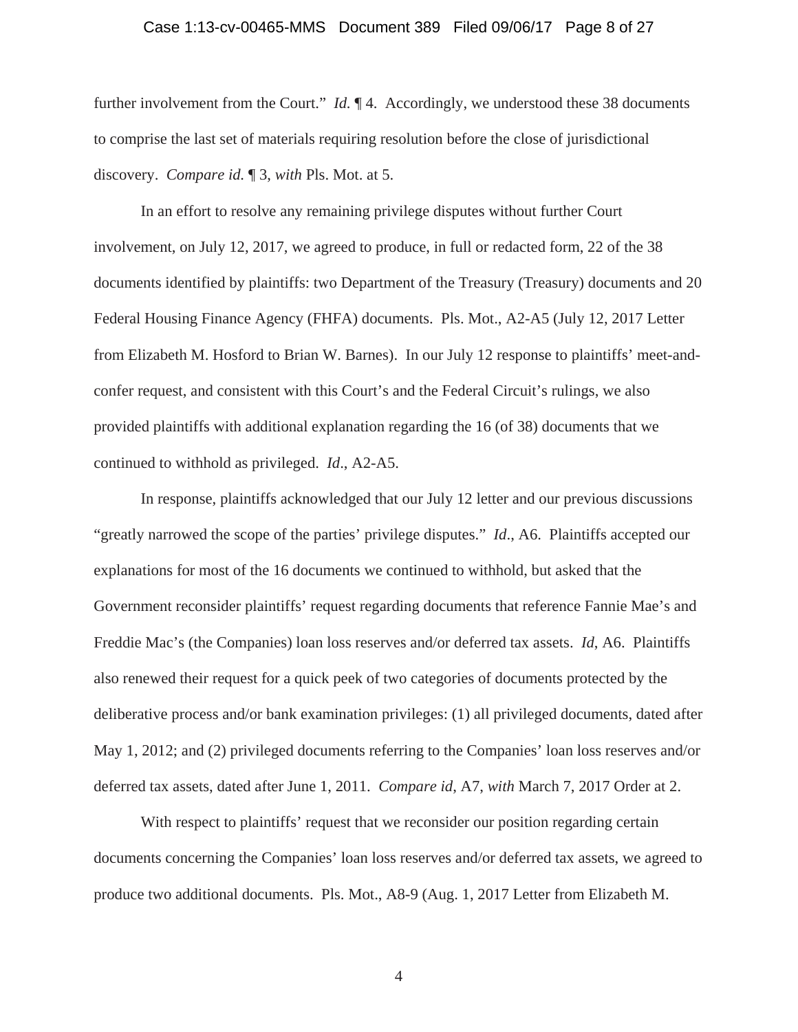further involvement from the Court." *Id.* ¶ 4. Accordingly, we understood these 38 documents to comprise the last set of materials requiring resolution before the close of jurisdictional discovery. *Compare id.* ¶ 3, *with* Pls. Mot. at 5.

In an effort to resolve any remaining privilege disputes without further Court involvement, on July 12, 2017, we agreed to produce, in full or redacted form, 22 of the 38 documents identified by plaintiffs: two Department of the Treasury (Treasury) documents and 20 Federal Housing Finance Agency (FHFA) documents. Pls. Mot., A2-A5 (July 12, 2017 Letter from Elizabeth M. Hosford to Brian W. Barnes). In our July 12 response to plaintiffs' meet-and-confer request, and consistent with this Court's and the Federal Circuit's rulings, we also provided plaintiffs with additional explanation regarding the 16 (of 38) documents that we continued to withhold as privileged. *Id*., A2-A5.

In response, plaintiffs acknowledged that our July 12 letter and our previous discussions "greatly narrowed the scope of the parties' privilege disputes." *Id*., A6. Plaintiffs accepted our explanations for most of the 16 documents we continued to withhold, but asked that the Government reconsider plaintiffs' request regarding documents that reference Fannie Mae's and Freddie Mac's (the Companies) loan loss reserves and/or deferred tax assets. *Id*, A6. Plaintiffs also renewed their request for a quick peek of two categories of documents protected by the deliberative process and/or bank examination privileges: (1) all privileged documents, dated after May 1, 2012; and (2) privileged documents referring to the Companies' loan loss reserves and/or deferred tax assets, dated after June 1, 2011. *Compare id*, A7, *with* March 7, 2017 Order at 2.

With respect to plaintiffs' request that we reconsider our position regarding certain documents concerning the Companies' loan loss reserves and/or deferred tax assets, we agreed to produce two additional documents. Pls. Mot., A8-9 (Aug. 1, 2017 Letter from Elizabeth M.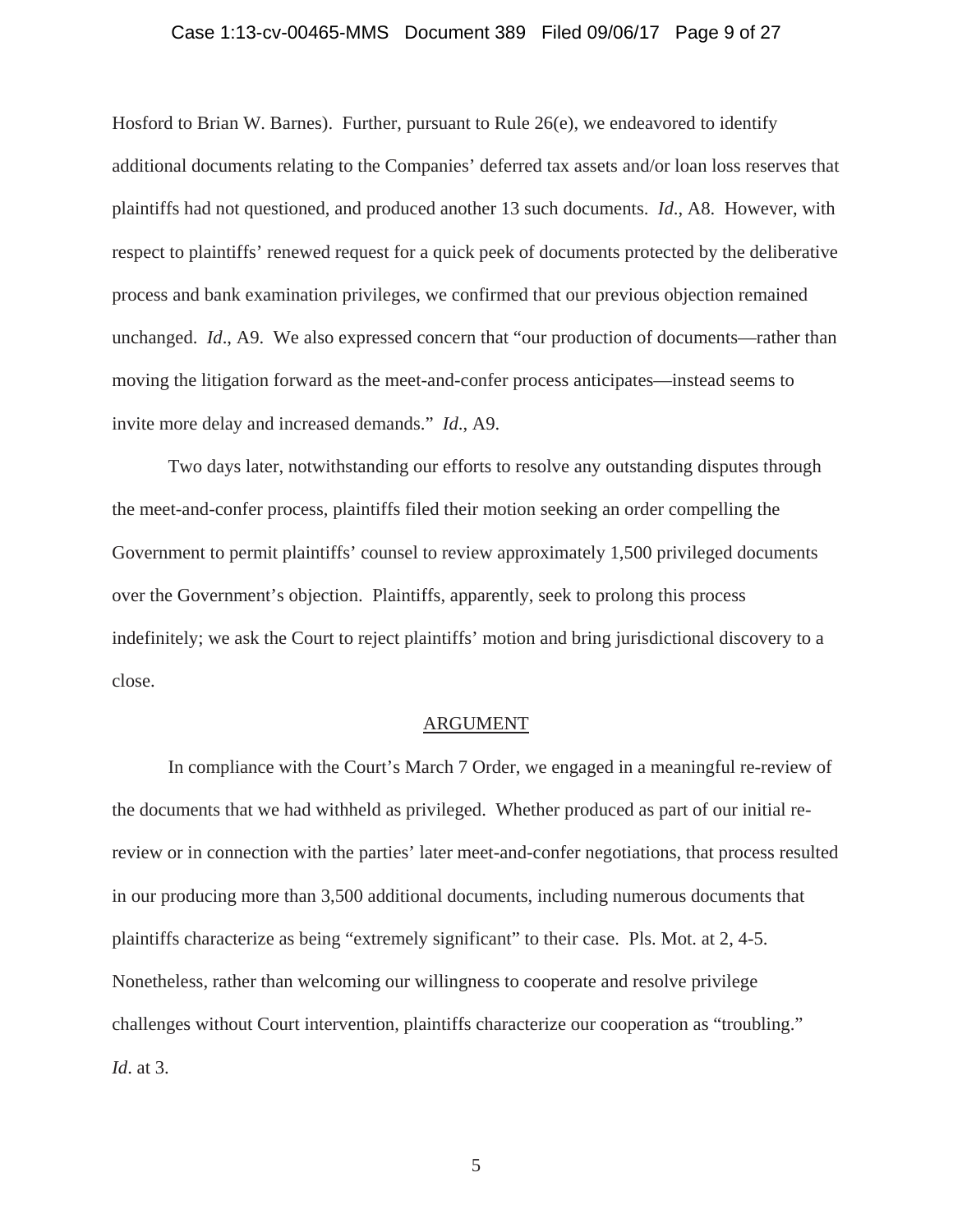Hosford to Brian W. Barnes). Further, pursuant to Rule 26(e), we endeavored to identify additional documents relating to the Companies' deferred tax assets and/or loan loss reserves that plaintiffs had not questioned, and produced another 13 such documents. *Id*., A8. However, with respect to plaintiffs' renewed request for a quick peek of documents protected by the deliberative process and bank examination privileges, we confirmed that our previous objection remained unchanged. *Id*., A9. We also expressed concern that "our production of documents—rather than moving the litigation forward as the meet-and-confer process anticipates—instead seems to invite more delay and increased demands." *Id*., A9.

Two days later, notwithstanding our efforts to resolve any outstanding disputes through the meet-and-confer process, plaintiffs filed their motion seeking an order compelling the Government to permit plaintiffs' counsel to review approximately 1,500 privileged documents over the Government's objection. Plaintiffs, apparently, seek to prolong this process indefinitely; we ask the Court to reject plaintiffs' motion and bring jurisdictional discovery to a close.

## ARGUMENT

In compliance with the Court's March 7 Order, we engaged in a meaningful re-review of the documents that we had withheld as privileged. Whether produced as part of our initial re-review or in connection with the parties' later meet-and-confer negotiations, that process resulted in our producing more than 3,500 additional documents, including numerous documents that plaintiffs characterize as being "extremely significant" to their case. Pls. Mot. at 2, 4-5. Nonetheless, rather than welcoming our willingness to cooperate and resolve privilege challenges without Court intervention, plaintiffs characterize our cooperation as "troubling." *Id*. at 3.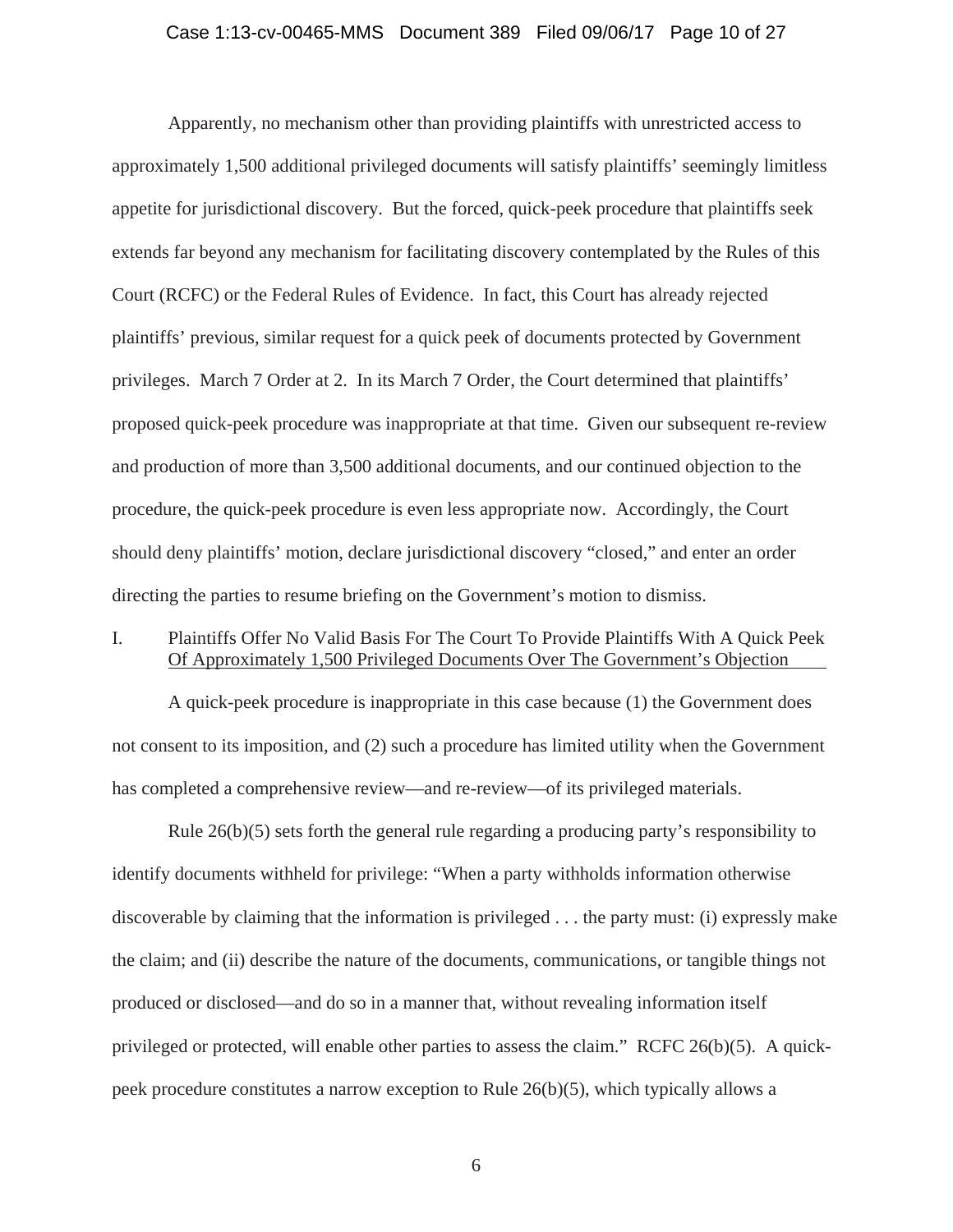Apparently, no mechanism other than providing plaintiffs with unrestricted access to approximately 1,500 additional privileged documents will satisfy plaintiffs' seemingly limitless appetite for jurisdictional discovery. But the forced, quick-peek procedure that plaintiffs seek extends far beyond any mechanism for facilitating discovery contemplated by the Rules of this Court (RCFC) or the Federal Rules of Evidence. In fact, this Court has already rejected plaintiffs' previous, similar request for a quick peek of documents protected by Government privileges. March 7 Order at 2. In its March 7 Order, the Court determined that plaintiffs' proposed quick-peek procedure was inappropriate at that time. Given our subsequent re-review and production of more than 3,500 additional documents, and our continued objection to the procedure, the quick-peek procedure is even less appropriate now. Accordingly, the Court should deny plaintiffs' motion, declare jurisdictional discovery "closed," and enter an order directing the parties to resume briefing on the Government's motion to dismiss.

## I. Plaintiffs Offer No Valid Basis For The Court To Provide Plaintiffs With A Quick Peek Of Approximately 1,500 Privileged Documents Over The Government's Objection

A quick-peek procedure is inappropriate in this case because (1) the Government does not consent to its imposition, and (2) such a procedure has limited utility when the Government has completed a comprehensive review—and re-review—of its privileged materials.

Rule 26(b)(5) sets forth the general rule regarding a producing party's responsibility to identify documents withheld for privilege: "When a party withholds information otherwise discoverable by claiming that the information is privileged . . . the party must: (i) expressly make the claim; and (ii) describe the nature of the documents, communications, or tangible things not produced or disclosed—and do so in a manner that, without revealing information itself privileged or protected, will enable other parties to assess the claim." RCFC 26(b)(5). A quick-peek procedure constitutes a narrow exception to Rule 26(b)(5), which typically allows a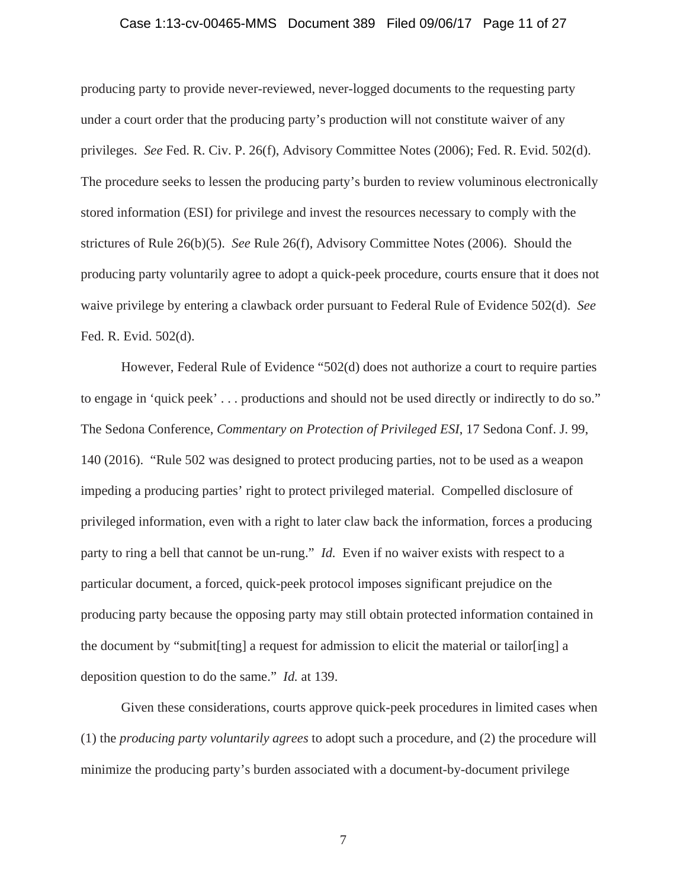producing party to provide never-reviewed, never-logged documents to the requesting party under a court order that the producing party's production will not constitute waiver of any privileges. *See* Fed. R. Civ. P. 26(f), Advisory Committee Notes (2006); Fed. R. Evid. 502(d). The procedure seeks to lessen the producing party's burden to review voluminous electronically stored information (ESI) for privilege and invest the resources necessary to comply with the strictures of Rule 26(b)(5). *See* Rule 26(f), Advisory Committee Notes (2006). Should the producing party voluntarily agree to adopt a quick-peek procedure, courts ensure that it does not waive privilege by entering a clawback order pursuant to Federal Rule of Evidence 502(d). *See* Fed. R. Evid. 502(d).

However, Federal Rule of Evidence "502(d) does not authorize a court to require parties to engage in 'quick peek' . . . productions and should not be used directly or indirectly to do so." The Sedona Conference, *Commentary on Protection of Privileged ESI*, 17 Sedona Conf. J. 99, 140 (2016). "Rule 502 was designed to protect producing parties, not to be used as a weapon impeding a producing parties' right to protect privileged material. Compelled disclosure of privileged information, even with a right to later claw back the information, forces a producing party to ring a bell that cannot be un-rung." *Id.* Even if no waiver exists with respect to a particular document, a forced, quick-peek protocol imposes significant prejudice on the producing party because the opposing party may still obtain protected information contained in the document by "submit[ting] a request for admission to elicit the material or tailor[ing] a deposition question to do the same." *Id.* at 139.

Given these considerations, courts approve quick-peek procedures in limited cases when (1) the *producing party voluntarily agrees* to adopt such a procedure, and (2) the procedure will minimize the producing party's burden associated with a document-by-document privilege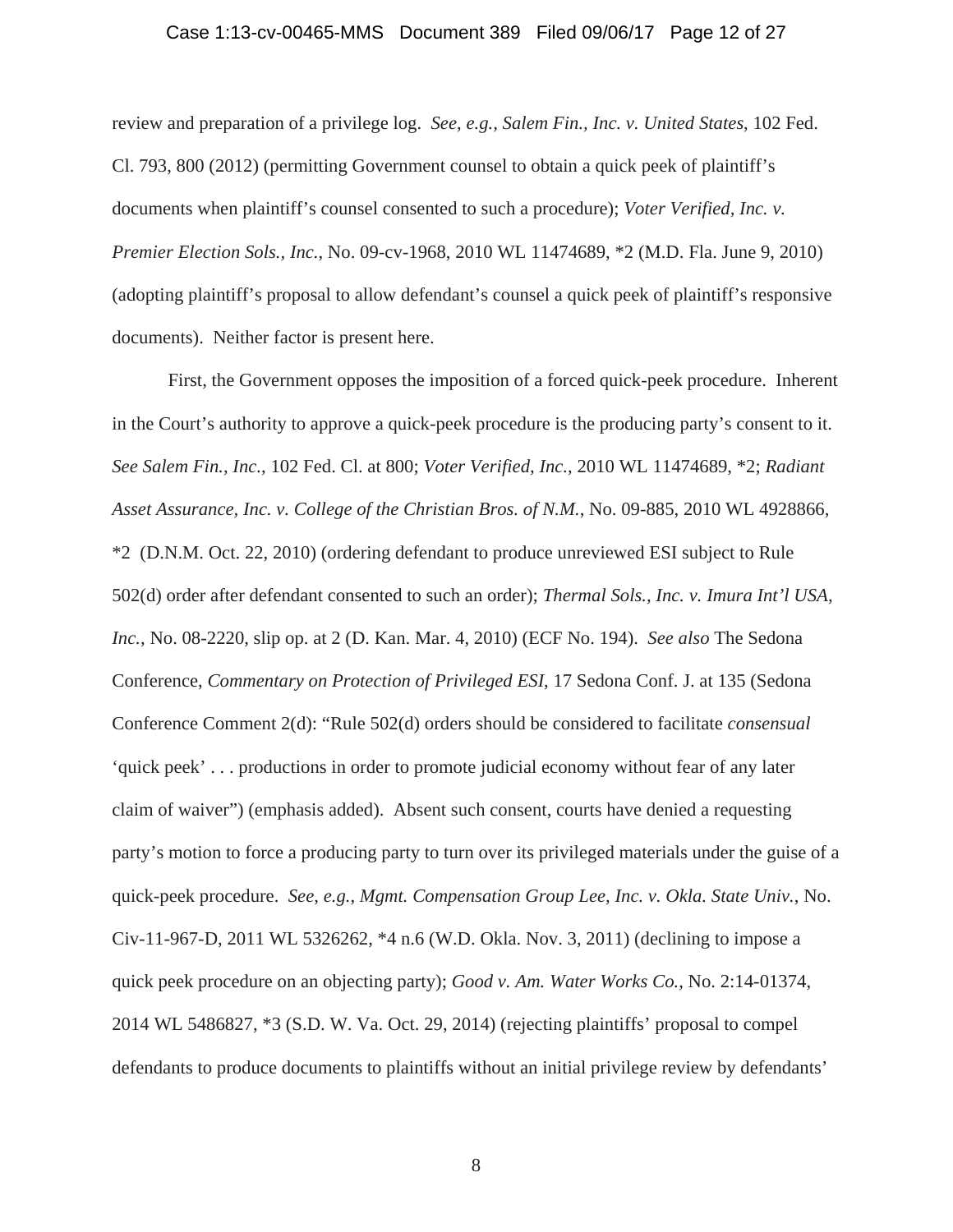review and preparation of a privilege log. *See, e.g.*, *Salem Fin., Inc. v. United States*, 102 Fed. Cl. 793, 800 (2012) (permitting Government counsel to obtain a quick peek of plaintiff's documents when plaintiff's counsel consented to such a procedure); *Voter Verified, Inc. v. Premier Election Sols., Inc.*, No. 09-cv-1968, 2010 WL 11474689, *2 (M.D. Fla. June 9, 2010) (adopting plaintiff's proposal to allow defendant's counsel a quick peek of plaintiff's responsive documents). Neither factor is present here.

First, the Government opposes the imposition of a forced quick-peek procedure. Inherent in the Court's authority to approve a quick-peek procedure is the producing party's consent to it. *See Salem Fin., Inc.*, 102 Fed. Cl. at 800; *Voter Verified, Inc.*, 2010 WL 11474689, *2; *Radiant Asset Assurance, Inc. v. College of the Christian Bros. of N.M.*, No. 09-885, 2010 WL 4928866, *2 (D.N.M. Oct. 22, 2010) (ordering defendant to produce unreviewed ESI subject to Rule 502(d) order after defendant consented to such an order); *Thermal Sols., Inc. v. Imura Int'l USA, Inc.*, No. 08-2220, slip op. at 2 (D. Kan. Mar. 4, 2010) (ECF No. 194). *See also* The Sedona Conference, *Commentary on Protection of Privileged ESI*, 17 Sedona Conf. J. at 135 (Sedona Conference Comment 2(d): "Rule 502(d) orders should be considered to facilitate *consensual* 'quick peek' . . . productions in order to promote judicial economy without fear of any later claim of waiver") (emphasis added). Absent such consent, courts have denied a requesting party's motion to force a producing party to turn over its privileged materials under the guise of a quick-peek procedure. *See, e.g.*, *Mgmt. Compensation Group Lee, Inc. v. Okla. State Univ.*, No. Civ-11-967-D, 2011 WL 5326262, *4 n.6 (W.D. Okla. Nov. 3, 2011) (declining to impose a quick peek procedure on an objecting party); *Good v. Am. Water Works Co.*, No. 2:14-01374, 2014 WL 5486827, *3 (S.D. W. Va. Oct. 29, 2014) (rejecting plaintiffs' proposal to compel defendants to produce documents to plaintiffs without an initial privilege review by defendants'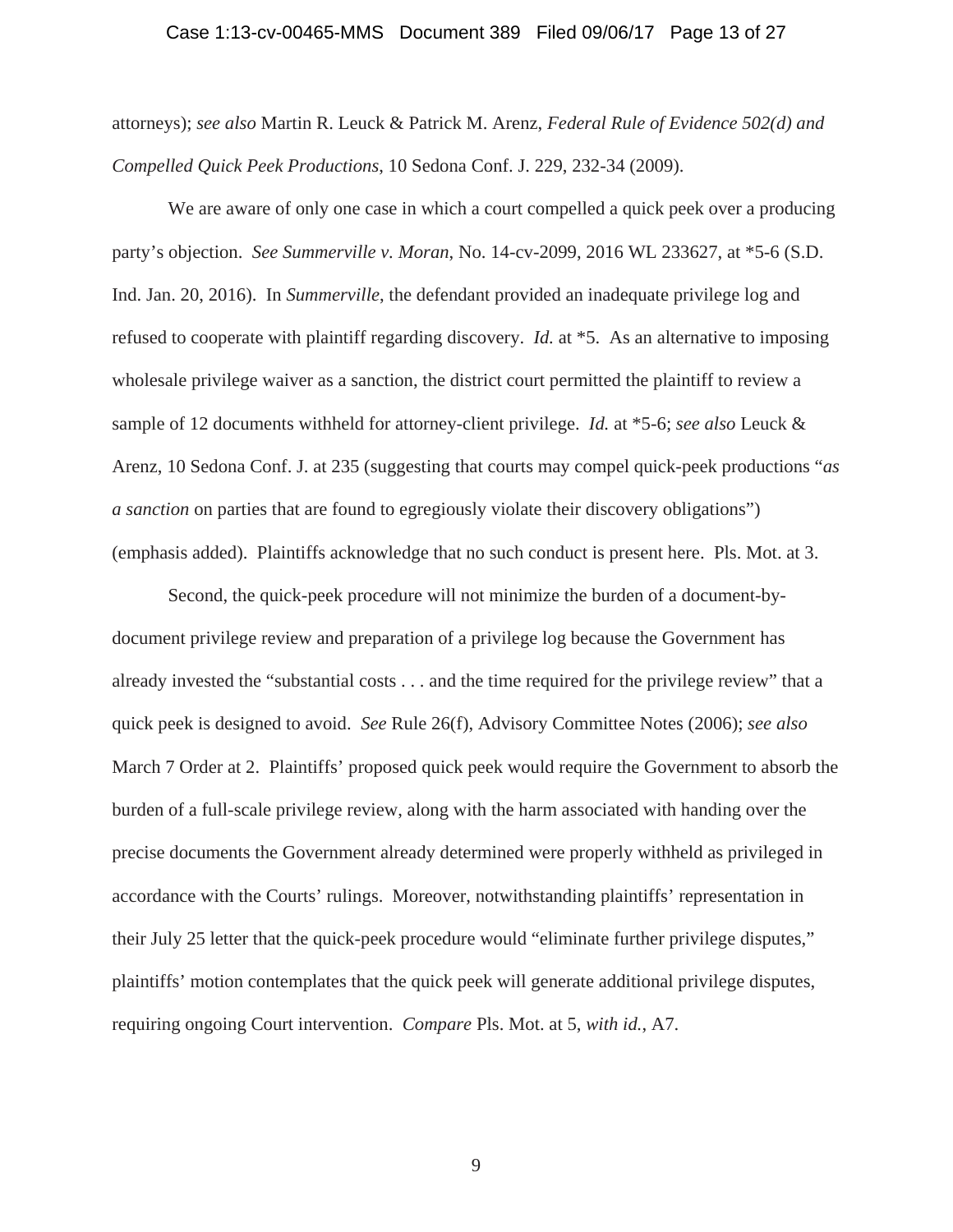attorneys); *see also* Martin R. Leuck & Patrick M. Arenz, *Federal Rule of Evidence 502(d) and Compelled Quick Peek Productions*, 10 Sedona Conf. J. 229, 232-34 (2009).

We are aware of only one case in which a court compelled a quick peek over a producing party's objection. *See Summerville v. Moran*, No. 14-cv-2099, 2016 WL 233627, at *5-6 (S.D. Ind. Jan. 20, 2016). In *Summerville*, the defendant provided an inadequate privilege log and refused to cooperate with plaintiff regarding discovery. *Id.* at *5. As an alternative to imposing wholesale privilege waiver as a sanction, the district court permitted the plaintiff to review a sample of 12 documents withheld for attorney-client privilege. *Id.* at *5-6; *see also* Leuck & Arenz, 10 Sedona Conf. J. at 235 (suggesting that courts may compel quick-peek productions "*as a sanction* on parties that are found to egregiously violate their discovery obligations") (emphasis added). Plaintiffs acknowledge that no such conduct is present here. Pls. Mot. at 3.

Second, the quick-peek procedure will not minimize the burden of a document-by-document privilege review and preparation of a privilege log because the Government has already invested the "substantial costs . . . and the time required for the privilege review" that a quick peek is designed to avoid. *See* Rule 26(f), Advisory Committee Notes (2006); *see also* March 7 Order at 2. Plaintiffs' proposed quick peek would require the Government to absorb the burden of a full-scale privilege review, along with the harm associated with handing over the precise documents the Government already determined were properly withheld as privileged in accordance with the Courts' rulings. Moreover, notwithstanding plaintiffs' representation in their July 25 letter that the quick-peek procedure would "eliminate further privilege disputes," plaintiffs' motion contemplates that the quick peek will generate additional privilege disputes, requiring ongoing Court intervention. *Compare* Pls. Mot. at 5, *with id.*, A7.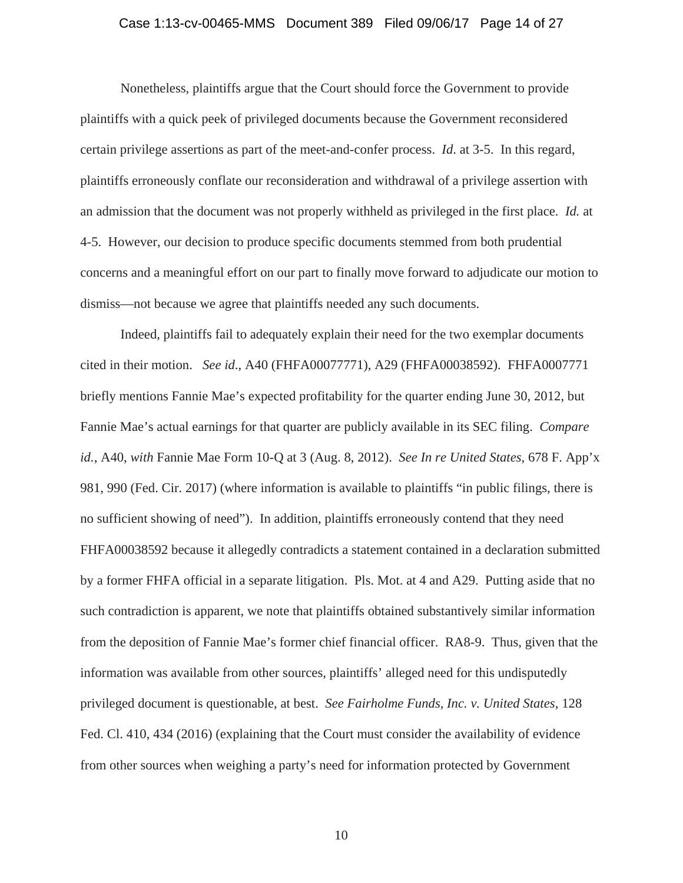Nonetheless, plaintiffs argue that the Court should force the Government to provide plaintiffs with a quick peek of privileged documents because the Government reconsidered certain privilege assertions as part of the meet-and-confer process. *Id*. at 3-5. In this regard, plaintiffs erroneously conflate our reconsideration and withdrawal of a privilege assertion with an admission that the document was not properly withheld as privileged in the first place. *Id.* at 4-5. However, our decision to produce specific documents stemmed from both prudential concerns and a meaningful effort on our part to finally move forward to adjudicate our motion to dismiss—not because we agree that plaintiffs needed any such documents.

Indeed, plaintiffs fail to adequately explain their need for the two exemplar documents cited in their motion. *See id*., A40 (FHFA00077771), A29 (FHFA00038592). FHFA0007771 briefly mentions Fannie Mae's expected profitability for the quarter ending June 30, 2012, but Fannie Mae's actual earnings for that quarter are publicly available in its SEC filing. *Compare id.*, A40, *with* Fannie Mae Form 10-Q at 3 (Aug. 8, 2012). *See In re United States*, 678 F. App'x 981, 990 (Fed. Cir. 2017) (where information is available to plaintiffs "in public filings, there is no sufficient showing of need"). In addition, plaintiffs erroneously contend that they need FHFA00038592 because it allegedly contradicts a statement contained in a declaration submitted by a former FHFA official in a separate litigation. Pls. Mot. at 4 and A29. Putting aside that no such contradiction is apparent, we note that plaintiffs obtained substantively similar information from the deposition of Fannie Mae's former chief financial officer. RA8-9. Thus, given that the information was available from other sources, plaintiffs' alleged need for this undisputedly privileged document is questionable, at best. *See Fairholme Funds, Inc. v. United States*, 128 Fed. Cl. 410, 434 (2016) (explaining that the Court must consider the availability of evidence from other sources when weighing a party's need for information protected by Government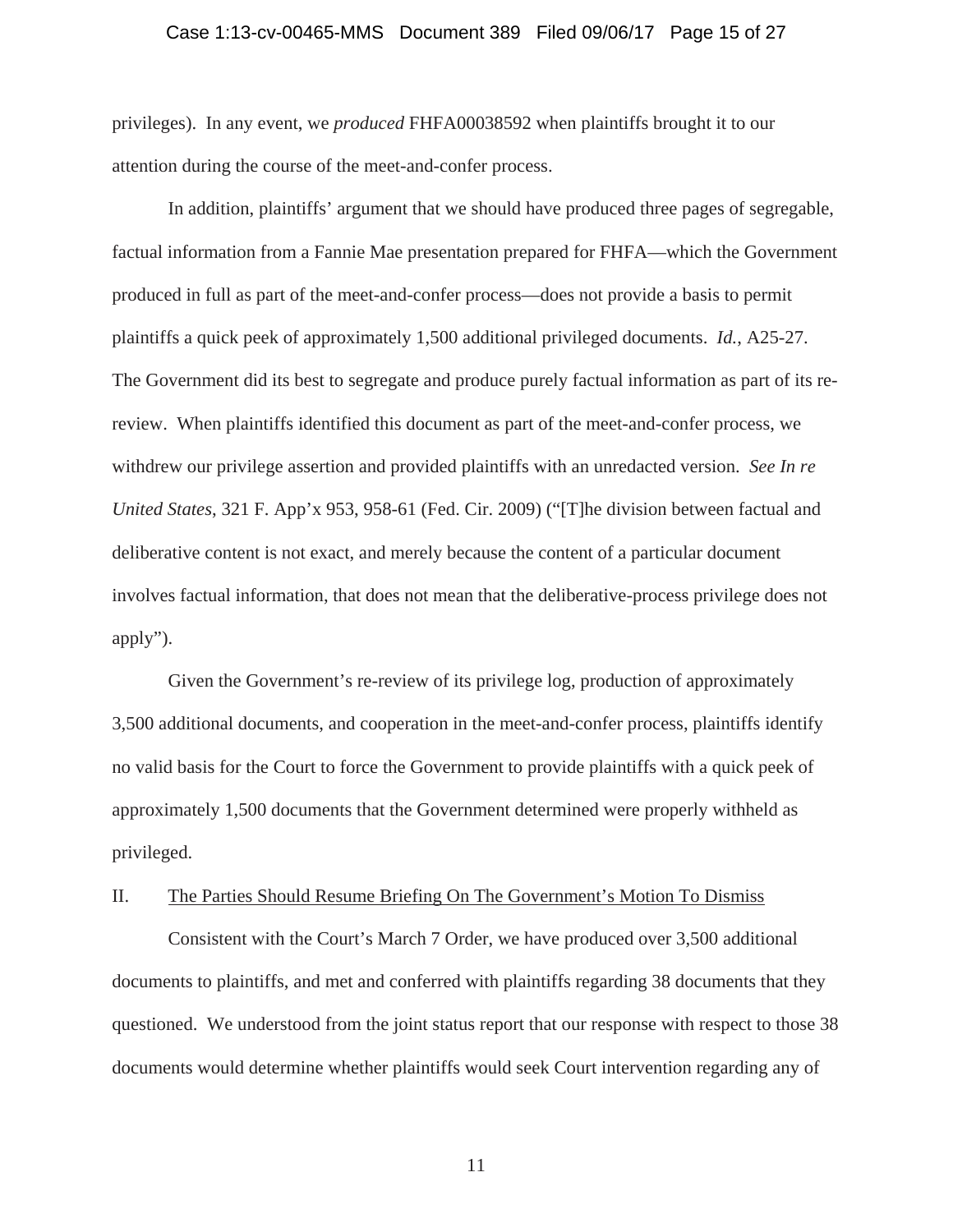privileges). In any event, we *produced* FHFA00038592 when plaintiffs brought it to our attention during the course of the meet-and-confer process.

In addition, plaintiffs' argument that we should have produced three pages of segregable, factual information from a Fannie Mae presentation prepared for FHFA—which the Government produced in full as part of the meet-and-confer process—does not provide a basis to permit plaintiffs a quick peek of approximately 1,500 additional privileged documents. *Id.*, A25-27. The Government did its best to segregate and produce purely factual information as part of its re-review. When plaintiffs identified this document as part of the meet-and-confer process, we withdrew our privilege assertion and provided plaintiffs with an unredacted version. *See In re United States*, 321 F. App'x 953, 958-61 (Fed. Cir. 2009) ("[T]he division between factual and deliberative content is not exact, and merely because the content of a particular document involves factual information, that does not mean that the deliberative-process privilege does not apply").

Given the Government's re-review of its privilege log, production of approximately 3,500 additional documents, and cooperation in the meet-and-confer process, plaintiffs identify no valid basis for the Court to force the Government to provide plaintiffs with a quick peek of approximately 1,500 documents that the Government determined were properly withheld as privileged.

## II. <u>The Parties Should Resume Briefing On The Government's Motion To Dismiss</u>

Consistent with the Court's March 7 Order, we have produced over 3,500 additional documents to plaintiffs, and met and conferred with plaintiffs regarding 38 documents that they questioned. We understood from the joint status report that our response with respect to those 38 documents would determine whether plaintiffs would seek Court intervention regarding any of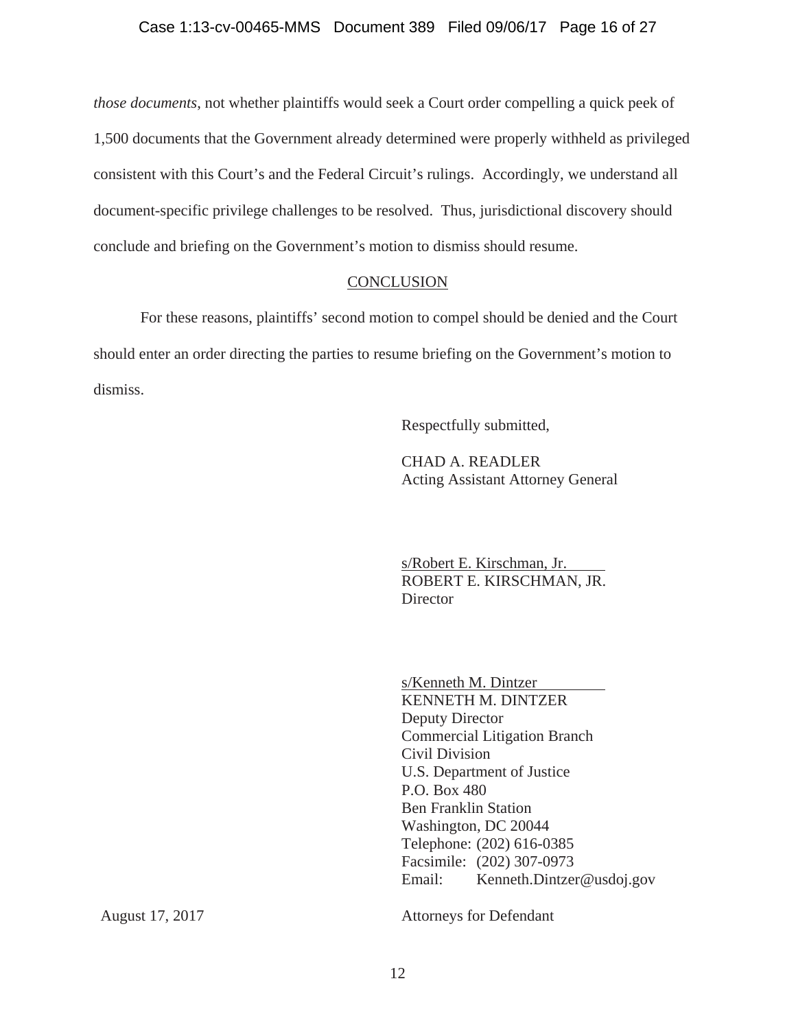*those documents*, not whether plaintiffs would seek a Court order compelling a quick peek of 1,500 documents that the Government already determined were properly withheld as privileged consistent with this Court's and the Federal Circuit's rulings. Accordingly, we understand all document-specific privilege challenges to be resolved. Thus, jurisdictional discovery should conclude and briefing on the Government's motion to dismiss should resume.

## CONCLUSION

For these reasons, plaintiffs' second motion to compel should be denied and the Court should enter an order directing the parties to resume briefing on the Government's motion to dismiss.

Respectfully submitted,

CHAD A. READLER
Acting Assistant Attorney General

s/Robert E. Kirschman, Jr.
ROBERT E. KIRSCHMAN, JR.
Director

s/Kenneth M. Dintzer
KENNETH M. DINTZER
Deputy Director
Commercial Litigation Branch
Civil Division
U.S. Department of Justice
P.O. Box 480
Ben Franklin Station
Washington, DC 20044
Telephone: (202) 616-0385
Facsimile: (202) 307-0973
Email: Kenneth.Dintzer@usdoj.gov

August 17, 2017

Attorneys for Defendant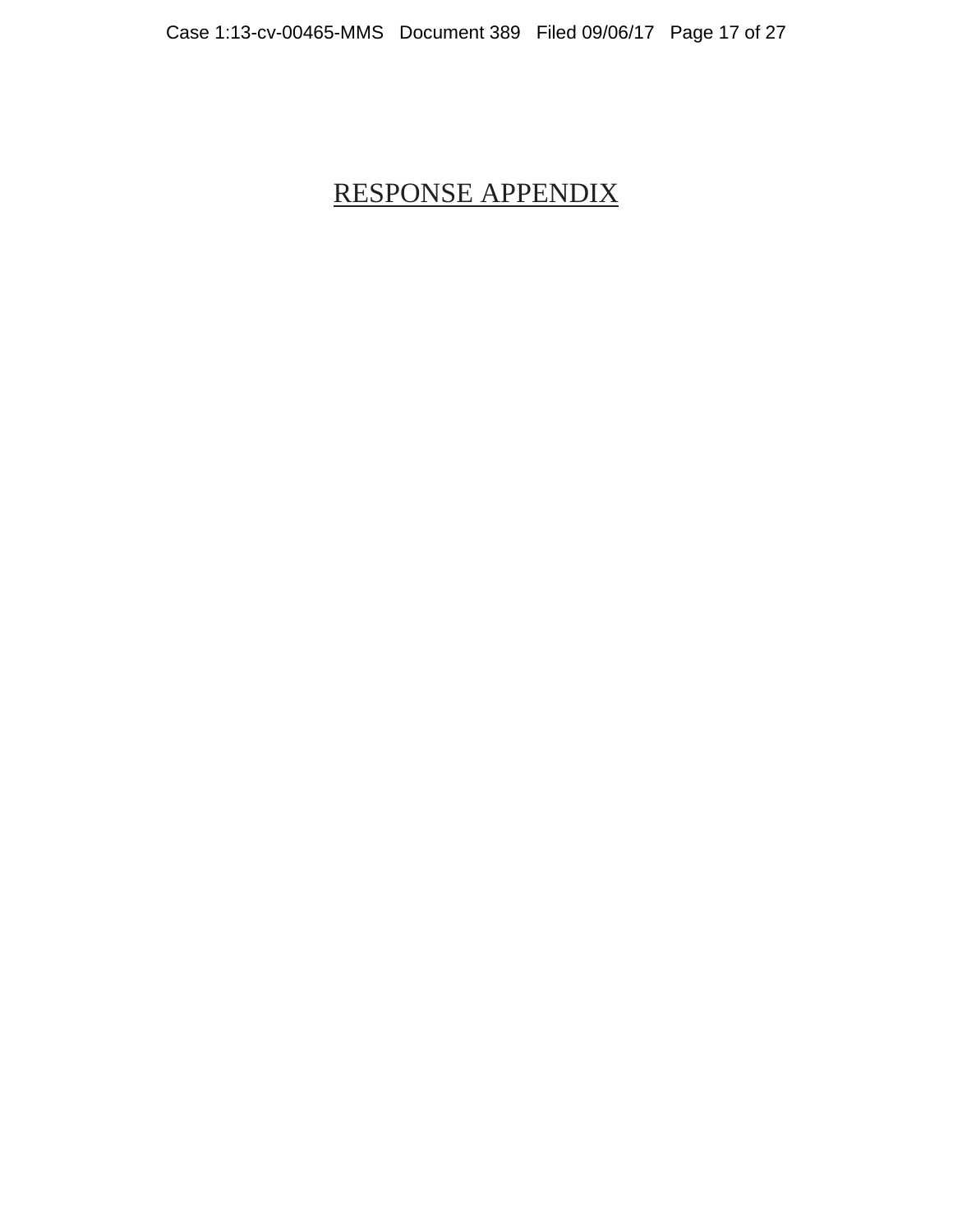# RESPONSE APPENDIX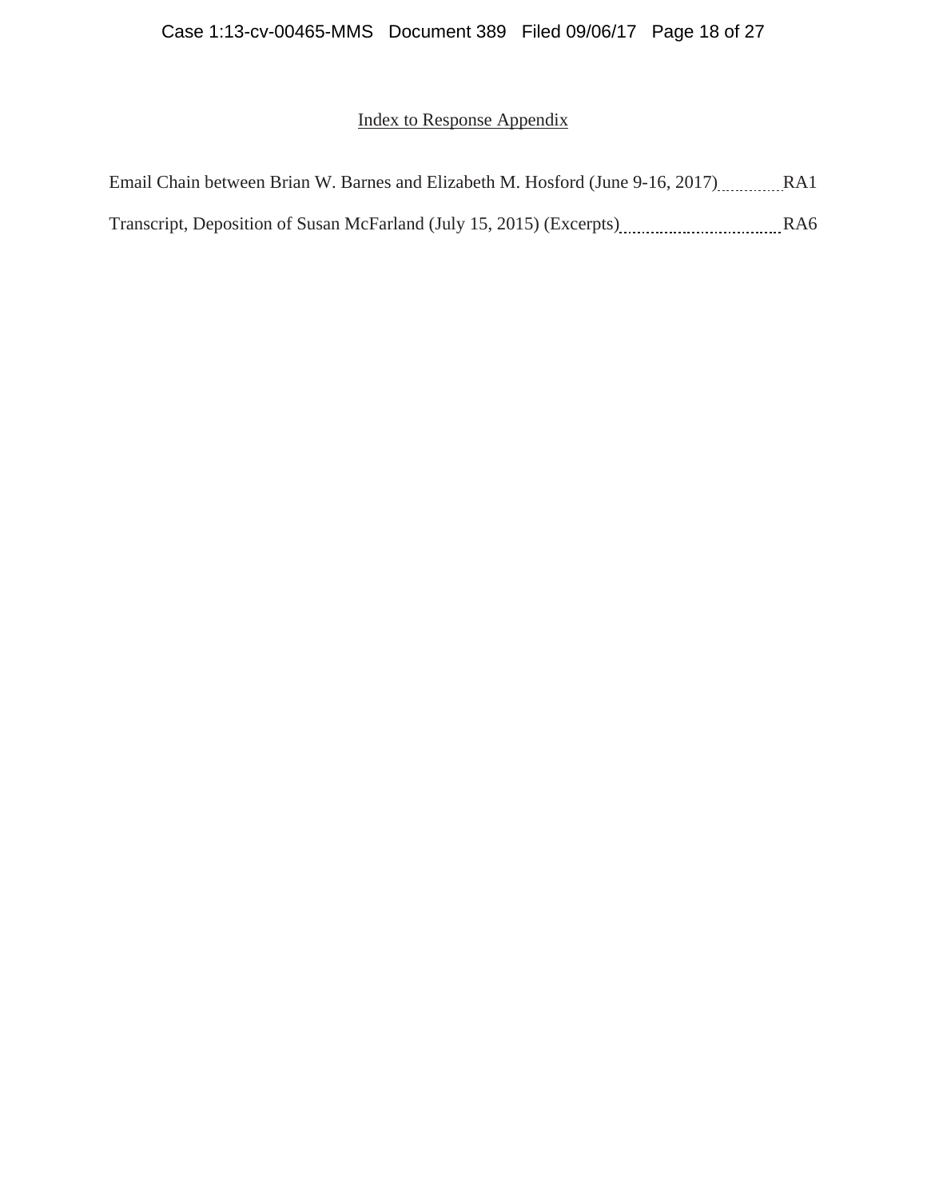# Index to Response Appendix

Email Chain between Brian W. Barnes and Elizabeth M. Hosford (June 9-16, 2017) .......... RA1

Transcript, Deposition of Susan McFarland (July 15, 2015) (Excerpts) .......... RA6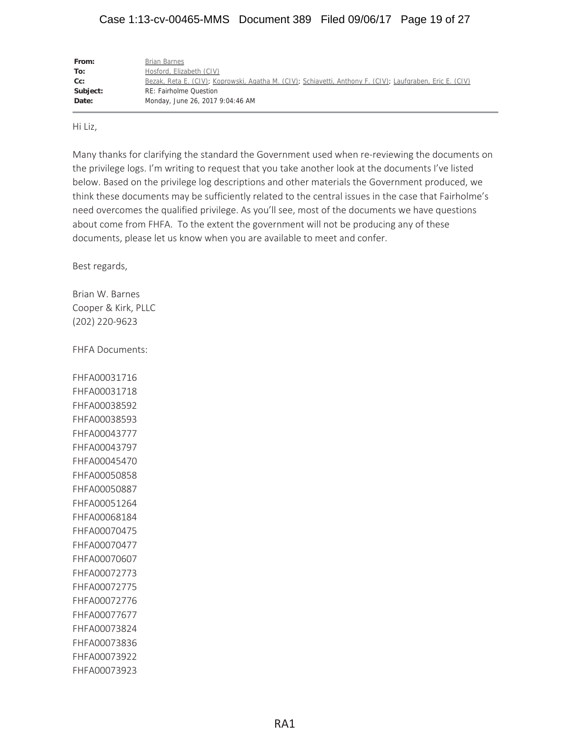| | |
|---|---|
| **From:** | Brian Barnes |
| **To:** | Hosford, Elizabeth (CIV) |
| **Cc:** | Bezak, Reta E. (CIV); Koprowski, Agatha M. (CIV); Schiavetti, Anthony F. (CIV); Laufgraben, Eric E. (CIV) |
| **Subject:** | RE: Fairholme Question |
| **Date:** | Monday, June 26, 2017 9:04:46 AM |

Hi Liz,

Many thanks for clarifying the standard the Government used when re-reviewing the documents on the privilege logs. I'm writing to request that you take another look at the documents I've listed below. Based on the privilege log descriptions and other materials the Government produced, we think these documents may be sufficiently related to the central issues in the case that Fairholme's need overcomes the qualified privilege. As you'll see, most of the documents we have questions about come from FHFA. To the extent the government will not be producing any of these documents, please let us know when you are available to meet and confer.

Best regards,

Brian W. Barnes
Cooper & Kirk, PLLC
(202) 220-9623

FHFA Documents:

FHFA00031716
FHFA00031718
FHFA00038592
FHFA00038593
FHFA00043777
FHFA00043797
FHFA00045470
FHFA00050858
FHFA00050887
FHFA00051264
FHFA00068184
FHFA00070475
FHFA00070477
FHFA00070607
FHFA00072773
FHFA00072775
FHFA00072776
FHFA00077677
FHFA00073824
FHFA00073836
FHFA00073922
FHFA00073923

RA1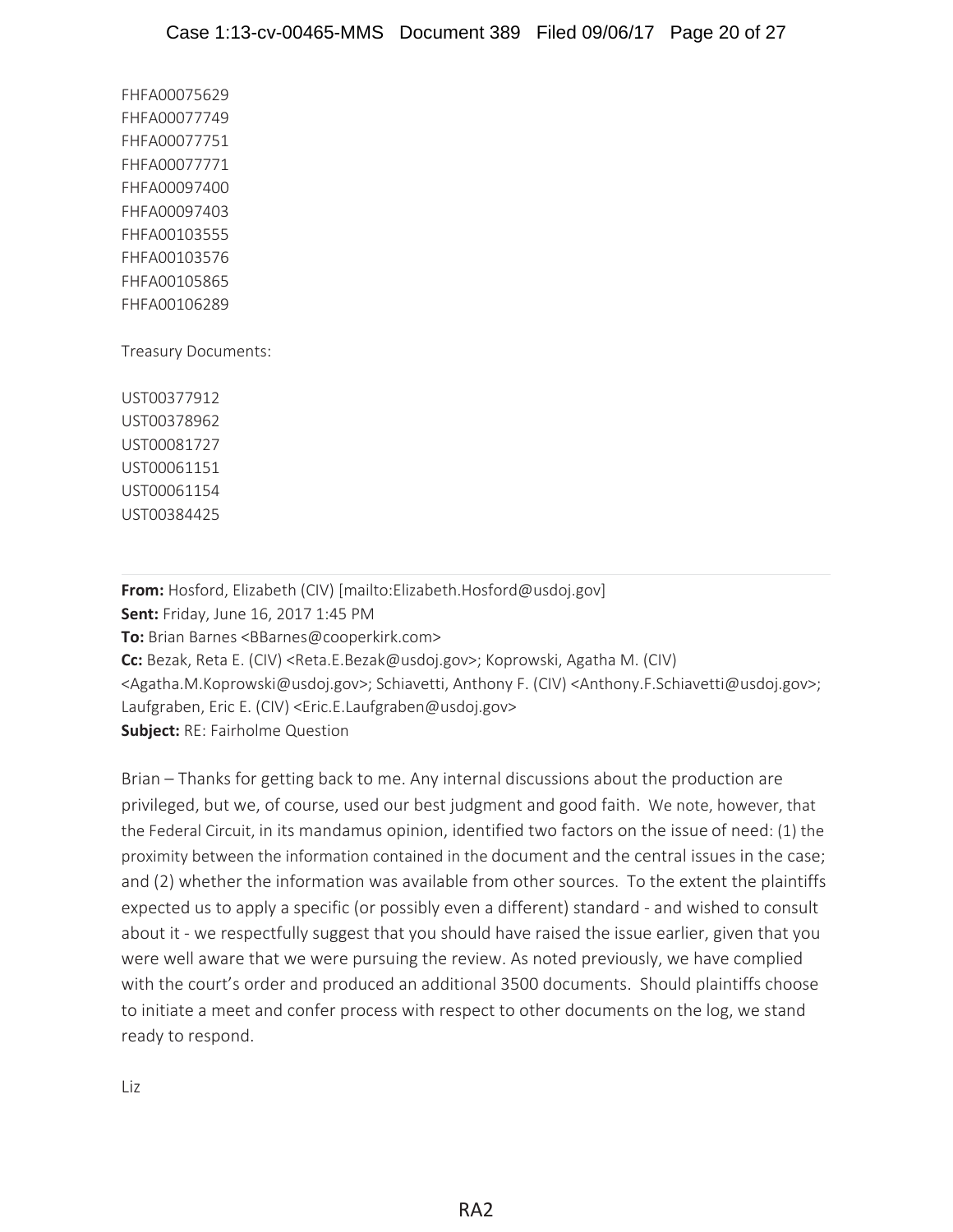FHFA00075629
FHFA00077749
FHFA00077751
FHFA00077771
FHFA00097400
FHFA00097403
FHFA00103555
FHFA00103576
FHFA00105865
FHFA00106289

Treasury Documents:

UST00377912
UST00378962
UST00081727
UST00061151
UST00061154
UST00384425

---

**From:** Hosford, Elizabeth (CIV) [mailto:Elizabeth.Hosford@usdoj.gov]
**Sent:** Friday, June 16, 2017 1:45 PM
**To:** Brian Barnes <BBarnes@cooperkirk.com>
**Cc:** Bezak, Reta E. (CIV) <Reta.E.Bezak@usdoj.gov>; Koprowski, Agatha M. (CIV) <Agatha.M.Koprowski@usdoj.gov>; Schiavetti, Anthony F. (CIV) <Anthony.F.Schiavetti@usdoj.gov>; Laufgraben, Eric E. (CIV) <Eric.E.Laufgraben@usdoj.gov>
**Subject:** RE: Fairholme Question

Brian – Thanks for getting back to me. Any internal discussions about the production are privileged, but we, of course, used our best judgment and good faith. We note, however, that the Federal Circuit, in its mandamus opinion, identified two factors on the issue of need: (1) the proximity between the information contained in the document and the central issues in the case; and (2) whether the information was available from other sources. To the extent the plaintiffs expected us to apply a specific (or possibly even a different) standard - and wished to consult about it - we respectfully suggest that you should have raised the issue earlier, given that you were well aware that we were pursuing the review. As noted previously, we have complied with the court's order and produced an additional 3500 documents. Should plaintiffs choose to initiate a meet and confer process with respect to other documents on the log, we stand ready to respond.

Liz

RA2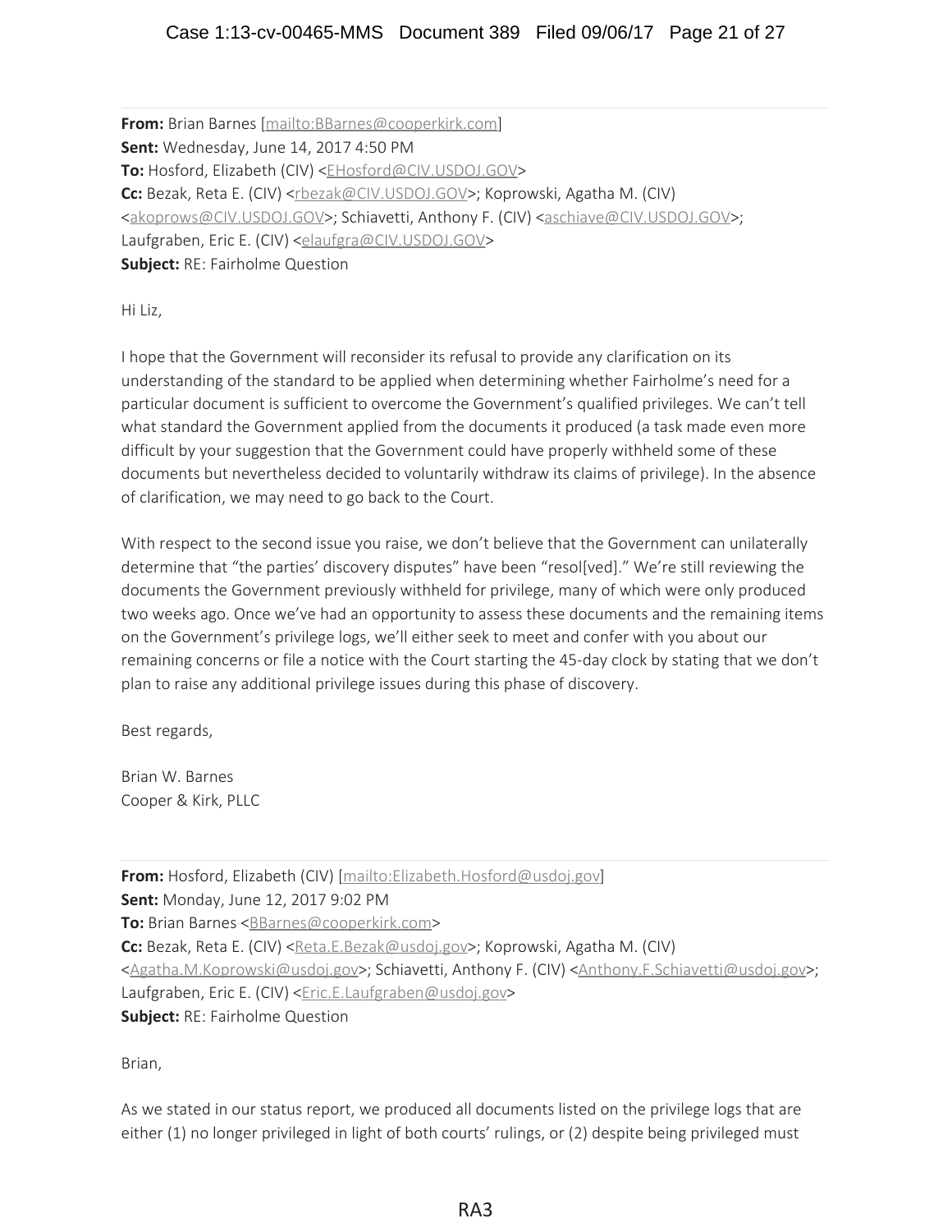**From:** Brian Barnes [mailto:BBarnes@cooperkirk.com]
**Sent:** Wednesday, June 14, 2017 4:50 PM
**To:** Hosford, Elizabeth (CIV) <EHosford@CIV.USDOJ.GOV>
**Cc:** Bezak, Reta E. (CIV) <rbezak@CIV.USDOJ.GOV>; Koprowski, Agatha M. (CIV) <akoprows@CIV.USDOJ.GOV>; Schiavetti, Anthony F. (CIV) <aschiave@CIV.USDOJ.GOV>; Laufgraben, Eric E. (CIV) <elaufgra@CIV.USDOJ.GOV>
**Subject:** RE: Fairholme Question

Hi Liz,

I hope that the Government will reconsider its refusal to provide any clarification on its understanding of the standard to be applied when determining whether Fairholme's need for a particular document is sufficient to overcome the Government's qualified privileges. We can't tell what standard the Government applied from the documents it produced (a task made even more difficult by your suggestion that the Government could have properly withheld some of these documents but nevertheless decided to voluntarily withdraw its claims of privilege). In the absence of clarification, we may need to go back to the Court.

With respect to the second issue you raise, we don't believe that the Government can unilaterally determine that "the parties' discovery disputes" have been "resol[ved]." We're still reviewing the documents the Government previously withheld for privilege, many of which were only produced two weeks ago. Once we've had an opportunity to assess these documents and the remaining items on the Government's privilege logs, we'll either seek to meet and confer with you about our remaining concerns or file a notice with the Court starting the 45-day clock by stating that we don't plan to raise any additional privilege issues during this phase of discovery.

Best regards,

Brian W. Barnes
Cooper & Kirk, PLLC

---

**From:** Hosford, Elizabeth (CIV) [mailto:Elizabeth.Hosford@usdoj.gov]
**Sent:** Monday, June 12, 2017 9:02 PM
**To:** Brian Barnes <BBarnes@cooperkirk.com>
**Cc:** Bezak, Reta E. (CIV) <Reta.E.Bezak@usdoj.gov>; Koprowski, Agatha M. (CIV) <Agatha.M.Koprowski@usdoj.gov>; Schiavetti, Anthony F. (CIV) <Anthony.F.Schiavetti@usdoj.gov>; Laufgraben, Eric E. (CIV) <Eric.E.Laufgraben@usdoj.gov>
**Subject:** RE: Fairholme Question

Brian,

As we stated in our status report, we produced all documents listed on the privilege logs that are either (1) no longer privileged in light of both courts' rulings, or (2) despite being privileged must

RA3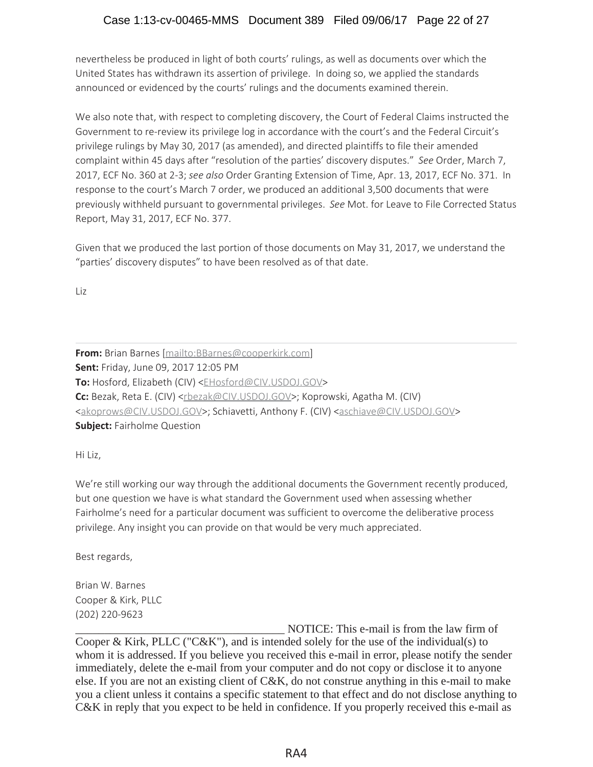nevertheless be produced in light of both courts' rulings, as well as documents over which the United States has withdrawn its assertion of privilege. In doing so, we applied the standards announced or evidenced by the courts' rulings and the documents examined therein.

We also note that, with respect to completing discovery, the Court of Federal Claims instructed the Government to re-review its privilege log in accordance with the court's and the Federal Circuit's privilege rulings by May 30, 2017 (as amended), and directed plaintiffs to file their amended complaint within 45 days after "resolution of the parties' discovery disputes." *See* Order, March 7, 2017, ECF No. 360 at 2-3; *see also* Order Granting Extension of Time, Apr. 13, 2017, ECF No. 371. In response to the court's March 7 order, we produced an additional 3,500 documents that were previously withheld pursuant to governmental privileges. *See* Mot. for Leave to File Corrected Status Report, May 31, 2017, ECF No. 377.

Given that we produced the last portion of those documents on May 31, 2017, we understand the "parties' discovery disputes" to have been resolved as of that date.

Liz

---

**From:** Brian Barnes [mailto:BBarnes@cooperkirk.com]
**Sent:** Friday, June 09, 2017 12:05 PM
**To:** Hosford, Elizabeth (CIV) <EHosford@CIV.USDOJ.GOV>
**Cc:** Bezak, Reta E. (CIV) <rbezak@CIV.USDOJ.GOV>; Koprowski, Agatha M. (CIV) <akoprows@CIV.USDOJ.GOV>; Schiavetti, Anthony F. (CIV) <aschiave@CIV.USDOJ.GOV>
**Subject:** Fairholme Question

Hi Liz,

We're still working our way through the additional documents the Government recently produced, but one question we have is what standard the Government used when assessing whether Fairholme's need for a particular document was sufficient to overcome the deliberative process privilege. Any insight you can provide on that would be very much appreciated.

Best regards,

Brian W. Barnes
Cooper & Kirk, PLLC
(202) 220-9623

____________________________________ NOTICE: This e-mail is from the law firm of Cooper & Kirk, PLLC ("C&K"), and is intended solely for the use of the individual(s) to whom it is addressed. If you believe you received this e-mail in error, please notify the sender immediately, delete the e-mail from your computer and do not copy or disclose it to anyone else. If you are not an existing client of C&K, do not construe anything in this e-mail to make you a client unless it contains a specific statement to that effect and do not disclose anything to C&K in reply that you expect to be held in confidence. If you properly received this e-mail as

RA4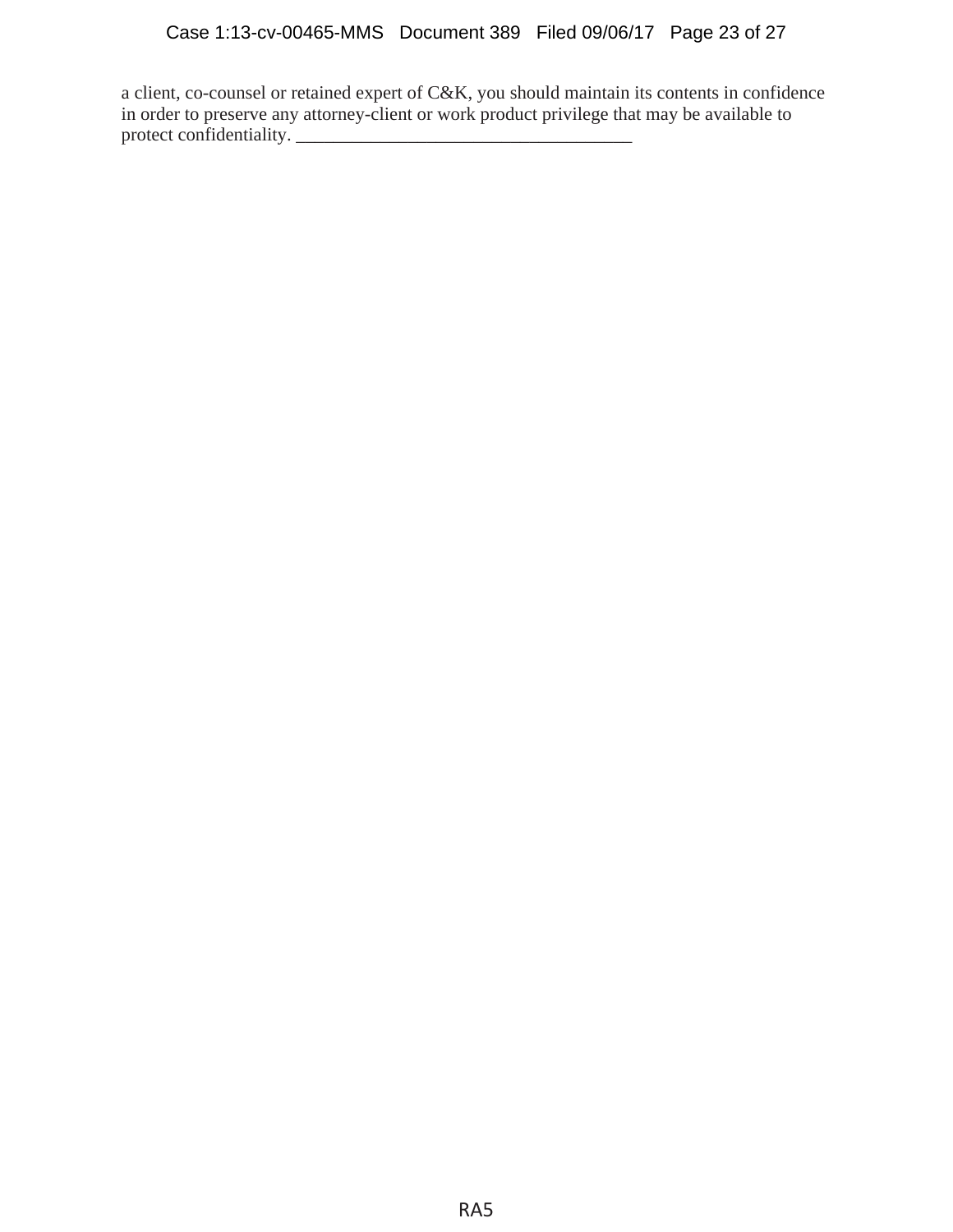a client, co-counsel or retained expert of C&K, you should maintain its contents in confidence in order to preserve any attorney-client or work product privilege that may be available to protect confidentiality. ____________________________________

RA5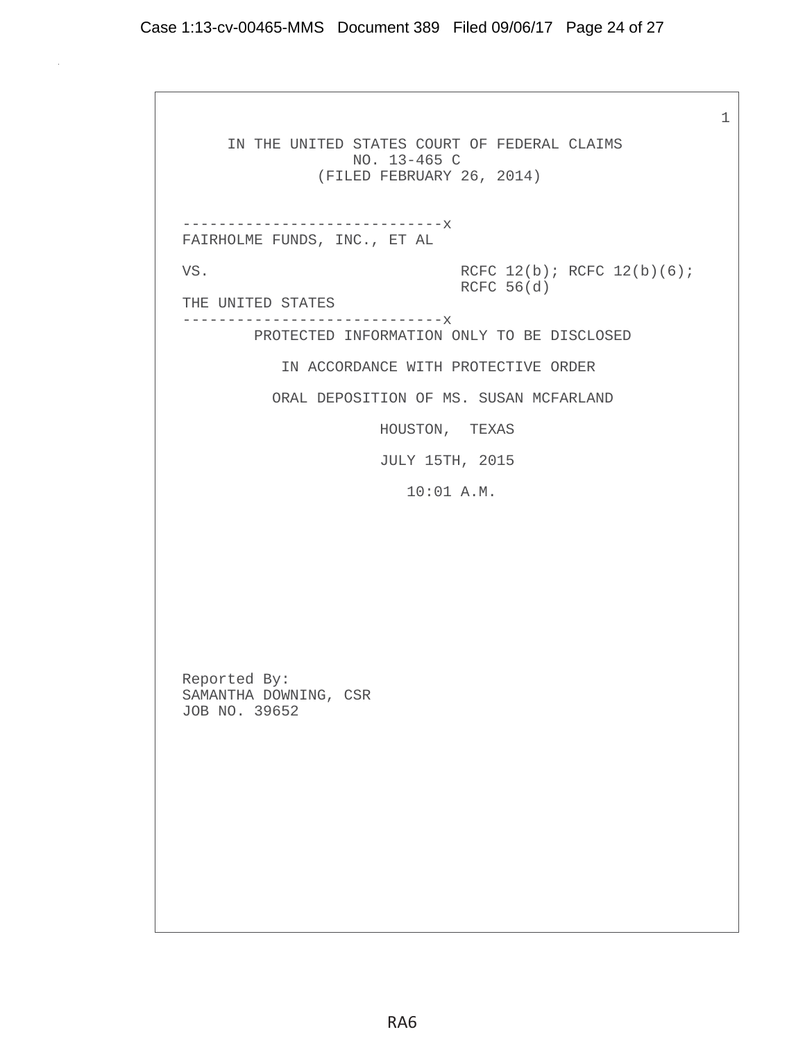IN THE UNITED STATES COURT OF FEDERAL CLAIMS
NO. 13-465 C
(FILED FEBRUARY 26, 2014)

-----------------------------x
FAIRHOLME FUNDS, INC., ET AL

VS. RCFC 12(b); RCFC 12(b)(6); RCFC 56(d)

THE UNITED STATES
-----------------------------x

PROTECTED INFORMATION ONLY TO BE DISCLOSED

IN ACCORDANCE WITH PROTECTIVE ORDER

ORAL DEPOSITION OF MS. SUSAN MCFARLAND

HOUSTON, TEXAS

JULY 15TH, 2015

10:01 A.M.

Reported By:
SAMANTHA DOWNING, CSR
JOB NO. 39652

RA6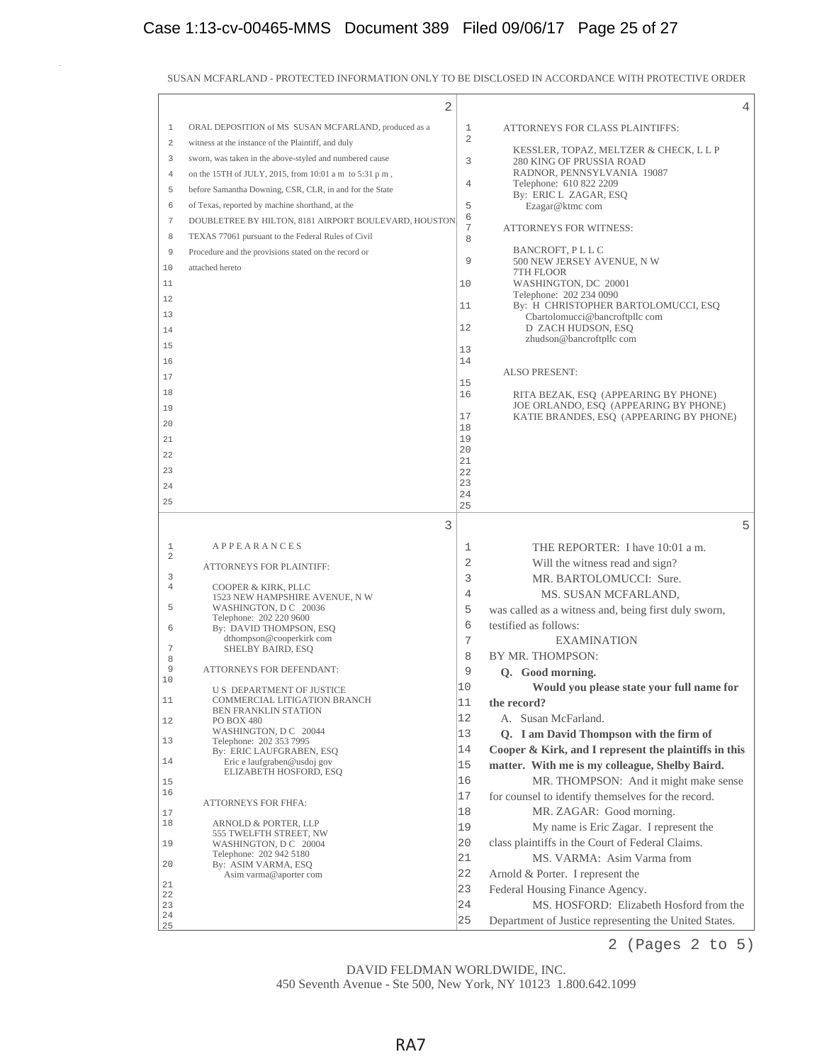SUSAN MCFARLAND - PROTECTED INFORMATION ONLY TO BE DISCLOSED IN ACCORDANCE WITH PROTECTIVE ORDER

**Page 2**

1 ORAL DEPOSITION of MS SUSAN MCFARLAND, produced as a
2 witness at the instance of the Plaintiff, and duly
3 sworn, was taken in the above-styled and numbered cause
4 on the 15TH of JULY, 2015, from 10:01 a m to 5:31 p m ,
5 before Samantha Downing, CSR, CLR, in and for the State
6 of Texas, reported by machine shorthand, at the
7 DOUBLETREE BY HILTON, 8181 AIRPORT BOULEVARD, HOUSTON
8 TEXAS 77061 pursuant to the Federal Rules of Civil
9 Procedure and the provisions stated on the record or
10 attached hereto

**Page 3**

1 A P P E A R A N C E S

ATTORNEYS FOR PLAINTIFF:

COOPER & KIRK, PLLC
1523 NEW HAMPSHIRE AVENUE, N W
WASHINGTON, D C 20036
Telephone: 202 220 9600
By: DAVID THOMPSON, ESQ
dthompson@cooperkirk com
SHELBY BAIRD, ESQ

ATTORNEYS FOR DEFENDANT:

U S DEPARTMENT OF JUSTICE
COMMERCIAL LITIGATION BRANCH
BEN FRANKLIN STATION
PO BOX 480
WASHINGTON, D C 20044
Telephone: 202 353 7995
By: ERIC LAUFGRABEN, ESQ
Eric e laufgraben@usdoj gov
ELIZABETH HOSFORD, ESQ

ATTORNEYS FOR FHFA:

ARNOLD & PORTER, LLP
555 TWELFTH STREET, NW
WASHINGTON, D C 20004
Telephone: 202 942 5180
By: ASIM VARMA, ESQ
Asim varma@aporter com

**Page 4**

ATTORNEYS FOR CLASS PLAINTIFFS:

KESSLER, TOPAZ, MELTZER & CHECK, L L P
280 KING OF PRUSSIA ROAD
RADNOR, PENNSYLVANIA 19087
Telephone: 610 822 2209
By: ERIC L ZAGAR, ESQ
Ezagar@ktmc com

ATTORNEYS FOR WITNESS:

BANCROFT, P L L C
500 NEW JERSEY AVENUE, N W
7TH FLOOR
WASHINGTON, DC 20001
Telephone: 202 234 0090
By: H CHRISTOPHER BARTOLOMUCCI, ESQ
Cbartolomucci@bancroftpllc com
D ZACH HUDSON, ESQ
zhudson@bancroftpllc com

ALSO PRESENT:

RITA BEZAK, ESQ (APPEARING BY PHONE)
JOE ORLANDO, ESQ (APPEARING BY PHONE)
KATIE BRANDES, ESQ (APPEARING BY PHONE)

**Page 5**

1 THE REPORTER: I have 10:01 a m.
2 Will the witness read and sign?
3 MR. BARTOLOMUCCI: Sure.
4 MS. SUSAN MCFARLAND,
5 was called as a witness and, being first duly sworn,
6 testified as follows:
7 EXAMINATION
8 BY MR. THOMPSON:
9 **Q. Good morning.**
10 **Would you please state your full name for**
11 **the record?**
12 A. Susan McFarland.
13 **Q. I am David Thompson with the firm of**
14 **Cooper & Kirk, and I represent the plaintiffs in this**
15 **matter. With me is my colleague, Shelby Baird.**
16 MR. THOMPSON: And it might make sense
17 for counsel to identify themselves for the record.
18 MR. ZAGAR: Good morning.
19 My name is Eric Zagar. I represent the
20 class plaintiffs in the Court of Federal Claims.
21 MS. VARMA: Asim Varma from
22 Arnold & Porter. I represent the
23 Federal Housing Finance Agency.
24 MS. HOSFORD: Elizabeth Hosford from the
25 Department of Justice representing the United States.

2 (Pages 2 to 5)

DAVID FELDMAN WORLDWIDE, INC.
450 Seventh Avenue - Ste 500, New York, NY 10123 1.800.642.1099

RA7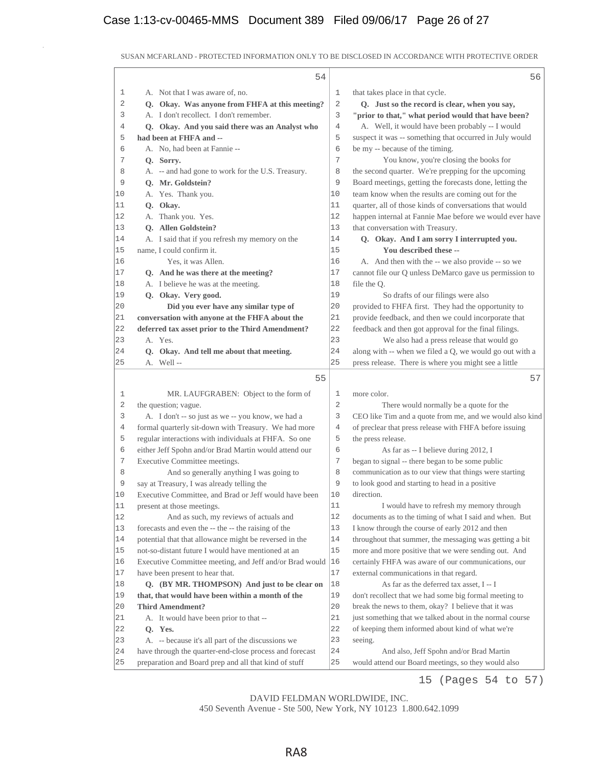SUSAN MCFARLAND - PROTECTED INFORMATION ONLY TO BE DISCLOSED IN ACCORDANCE WITH PROTECTIVE ORDER

54

1 A. Not that I was aware of, no.
2 **Q. Okay. Was anyone from FHFA at this meeting?**
3 A. I don't recollect. I don't remember.
4 **Q. Okay. And you said there was an Analyst who**
5 **had been at FHFA and --**
6 A. No, had been at Fannie --
7 **Q. Sorry.**
8 A. -- and had gone to work for the U.S. Treasury.
9 **Q. Mr. Goldstein?**
10 A. Yes. Thank you.
11 **Q. Okay.**
12 A. Thank you. Yes.
13 **Q. Allen Goldstein?**
14 A. I said that if you refresh my memory on the
15 name, I could confirm it.
16 Yes, it was Allen.
17 **Q. And he was there at the meeting?**
18 A. I believe he was at the meeting.
19 **Q. Okay. Very good.**
20 **Did you ever have any similar type of**
21 **conversation with anyone at the FHFA about the**
22 **deferred tax asset prior to the Third Amendment?**
23 A. Yes.
24 **Q. Okay. And tell me about that meeting.**
25 A. Well --

55

1 MR. LAUFGRABEN: Object to the form of
2 the question; vague.
3 A. I don't -- so just as we -- you know, we had a
4 formal quarterly sit-down with Treasury. We had more
5 regular interactions with individuals at FHFA. So one
6 either Jeff Spohn and/or Brad Martin would attend our
7 Executive Committee meetings.
8 And so generally anything I was going to
9 say at Treasury, I was already telling the
10 Executive Committee, and Brad or Jeff would have been
11 present at those meetings.
12 And as such, my reviews of actuals and
13 forecasts and even the -- the -- the raising of the
14 potential that that allowance might be reversed in the
15 not-so-distant future I would have mentioned at an
16 Executive Committee meeting, and Jeff and/or Brad would
17 have been present to hear that.
18 **Q. (BY MR. THOMPSON) And just to be clear on**
19 **that, that would have been within a month of the**
20 **Third Amendment?**
21 A. It would have been prior to that --
22 **Q. Yes.**
23 A. -- because it's all part of the discussions we
24 have through the quarter-end-close process and forecast
25 preparation and Board prep and all that kind of stuff

56

1 that takes place in that cycle.
2 **Q. Just so the record is clear, when you say,**
3 **"prior to that," what period would that have been?**
4 A. Well, it would have been probably -- I would
5 suspect it was -- something that occurred in July would
6 be my -- because of the timing.
7 You know, you're closing the books for
8 the second quarter. We're prepping for the upcoming
9 Board meetings, getting the forecasts done, letting the
10 team know when the results are coming out for the
11 quarter, all of those kinds of conversations that would
12 happen internal at Fannie Mae before we would ever have
13 that conversation with Treasury.
14 **Q. Okay. And I am sorry I interrupted you.**
15 **You described these --**
16 A. And then with the -- we also provide -- so we
17 cannot file our Q unless DeMarco gave us permission to
18 file the Q.
19 So drafts of our filings were also
20 provided to FHFA first. They had the opportunity to
21 provide feedback, and then we could incorporate that
22 feedback and then got approval for the final filings.
23 We also had a press release that would go
24 along with -- when we filed a Q, we would go out with a
25 press release. There is where you might see a little

57

1 more color.
2 There would normally be a quote for the
3 CEO like Tim and a quote from me, and we would also kind
4 of preclear that press release with FHFA before issuing
5 the press release.
6 As far as -- I believe during 2012, I
7 began to signal -- there began to be some public
8 communication as to our view that things were starting
9 to look good and starting to head in a positive
10 direction.
11 I would have to refresh my memory through
12 documents as to the timing of what I said and when. But
13 I know through the course of early 2012 and then
14 throughout that summer, the messaging was getting a bit
15 more and more positive that we were sending out. And
16 certainly FHFA was aware of our communications, our
17 external communications in that regard.
18 As far as the deferred tax asset, I -- I
19 don't recollect that we had some big formal meeting to
20 break the news to them, okay? I believe that it was
21 just something that we talked about in the normal course
22 of keeping them informed about kind of what we're
23 seeing.
24 And also, Jeff Spohn and/or Brad Martin
25 would attend our Board meetings, so they would also

15 (Pages 54 to 57)

DAVID FELDMAN WORLDWIDE, INC.
450 Seventh Avenue - Ste 500, New York, NY 10123 1.800.642.1099

RA8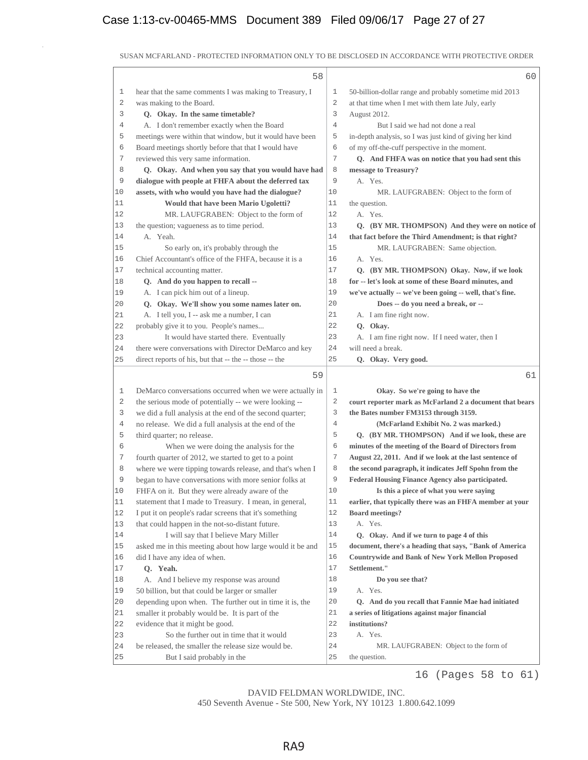SUSAN MCFARLAND - PROTECTED INFORMATION ONLY TO BE DISCLOSED IN ACCORDANCE WITH PROTECTIVE ORDER

**58**

1 hear that the same comments I was making to Treasury, I
2 was making to the Board.
3 **Q. Okay. In the same timetable?**
4 A. I don't remember exactly when the Board
5 meetings were within that window, but it would have been
6 Board meetings shortly before that that I would have
7 reviewed this very same information.
8 **Q. Okay. And when you say that you would have had**
9 **dialogue with people at FHFA about the deferred tax**
10 **assets, with who would you have had the dialogue?**
11 **Would that have been Mario Ugoletti?**
12 MR. LAUFGRABEN: Object to the form of
13 the question; vagueness as to time period.
14 A. Yeah.
15 So early on, it's probably through the
16 Chief Accountant's office of the FHFA, because it is a
17 technical accounting matter.
18 **Q. And do you happen to recall --**
19 A. I can pick him out of a lineup.
20 **Q. Okay. We'll show you some names later on.**
21 A. I tell you, I -- ask me a number, I can
22 probably give it to you. People's names...
23 It would have started there. Eventually
24 there were conversations with Director DeMarco and key
25 direct reports of his, but that -- the -- those -- the

**59**

1 DeMarco conversations occurred when we were actually in
2 the serious mode of potentially -- we were looking --
3 we did a full analysis at the end of the second quarter;
4 no release. We did a full analysis at the end of the
5 third quarter; no release.
6 When we were doing the analysis for the
7 fourth quarter of 2012, we started to get to a point
8 where we were tipping towards release, and that's when I
9 began to have conversations with more senior folks at
10 FHFA on it. But they were already aware of the
11 statement that I made to Treasury. I mean, in general,
12 I put it on people's radar screens that it's something
13 that could happen in the not-so-distant future.
14 I will say that I believe Mary Miller
15 asked me in this meeting about how large would it be and
16 did I have any idea of when.
17 **Q. Yeah.**
18 A. And I believe my response was around
19 50 billion, but that could be larger or smaller
20 depending upon when. The further out in time it is, the
21 smaller it probably would be. It is part of the
22 evidence that it might be good.
23 So the further out in time that it would
24 be released, the smaller the release size would be.
25 But I said probably in the

**60**

1 50-billion-dollar range and probably sometime mid 2013
2 at that time when I met with them late July, early
3 August 2012.
4 But I said we had not done a real
5 in-depth analysis, so I was just kind of giving her kind
6 of my off-the-cuff perspective in the moment.
7 **Q. And FHFA was on notice that you had sent this**
8 **message to Treasury?**
9 A. Yes.
10 MR. LAUFGRABEN: Object to the form of
11 the question.
12 A. Yes.
13 **Q. (BY MR. THOMPSON) And they were on notice of**
14 **that fact before the Third Amendment; is that right?**
15 MR. LAUFGRABEN: Same objection.
16 A. Yes.
17 **Q. (BY MR. THOMPSON) Okay. Now, if we look**
18 **for -- let's look at some of these Board minutes, and**
19 **we've actually -- we've been going -- well, that's fine.**
20 **Does -- do you need a break, or --**
21 A. I am fine right now.
22 **Q. Okay.**
23 A. I am fine right now. If I need water, then I
24 will need a break.
25 **Q. Okay. Very good.**

**61**

1 **Okay. So we're going to have the**
2 **court reporter mark as McFarland 2 a document that bears**
3 **the Bates number FM3153 through 3159.**
4 **(McFarland Exhibit No. 2 was marked.)**
5 **Q. (BY MR. THOMPSON) And if we look, these are**
6 **minutes of the meeting of the Board of Directors from**
7 **August 22, 2011. And if we look at the last sentence of**
8 **the second paragraph, it indicates Jeff Spohn from the**
9 **Federal Housing Finance Agency also participated.**
10 **Is this a piece of what you were saying**
11 **earlier, that typically there was an FHFA member at your**
12 **Board meetings?**
13 A. Yes.
14 **Q. Okay. And if we turn to page 4 of this**
15 **document, there's a heading that says, "Bank of America**
16 **Countrywide and Bank of New York Mellon Proposed**
17 **Settlement."**
18 **Do you see that?**
19 A. Yes.
20 **Q. And do you recall that Fannie Mae had initiated**
21 **a series of litigations against major financial**
22 **institutions?**
23 A. Yes.
24 MR. LAUFGRABEN: Object to the form of
25 the question.

16 (Pages 58 to 61)

DAVID FELDMAN WORLDWIDE, INC.
450 Seventh Avenue - Ste 500, New York, NY 10123 1.800.642.1099

RA9